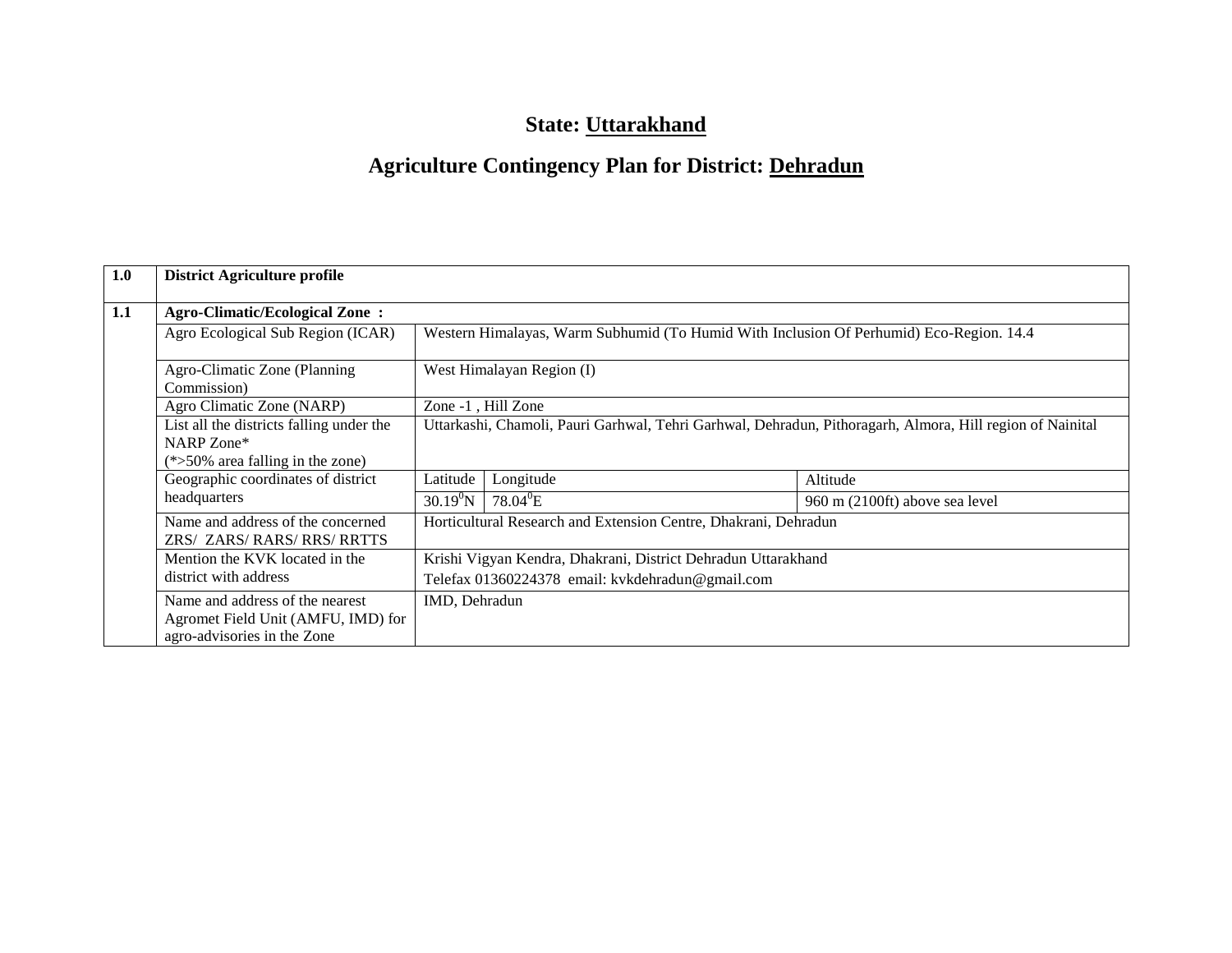# State: Uttarakhand

# Agriculture Contingency Plan for District: Dehradun

| 1.0 | **District Agriculture profile** | | | |
|---|---|---|---|---|
| 1.1 | **Agro-Climatic/Ecological Zone :** | | | |
| | Agro Ecological Sub Region (ICAR) | Western Himalayas, Warm Subhumid (To Humid With Inclusion Of Perhumid) Eco-Region. 14.4 | | |
| | Agro-Climatic Zone (Planning Commission) | West Himalayan Region (I) | | |
| | Agro Climatic Zone (NARP) | Zone -1 , Hill Zone | | |
| | List all the districts falling under the NARP Zone* (*>50% area falling in the zone) | Uttarkashi, Chamoli, Pauri Garhwal, Tehri Garhwal, Dehradun, Pithoragarh, Almora, Hill region of Nainital | | |
| | Geographic coordinates of district headquarters | Latitude | Longitude | Altitude |
| | | $30.19^0$N | $78.04^0$E | 960 m (2100ft) above sea level |
| | Name and address of the concerned ZRS/ ZARS/ RARS/ RRS/ RRTTS | Horticultural Research and Extension Centre, Dhakrani, Dehradun | | |
| | Mention the KVK located in the district with address | Krishi Vigyan Kendra, Dhakrani, District Dehradun Uttarakhand<br>Telefax 01360224378 email: kvkdehradun@gmail.com | | |
| | Name and address of the nearest Agromet Field Unit (AMFU, IMD) for agro-advisories in the Zone | IMD, Dehradun | | |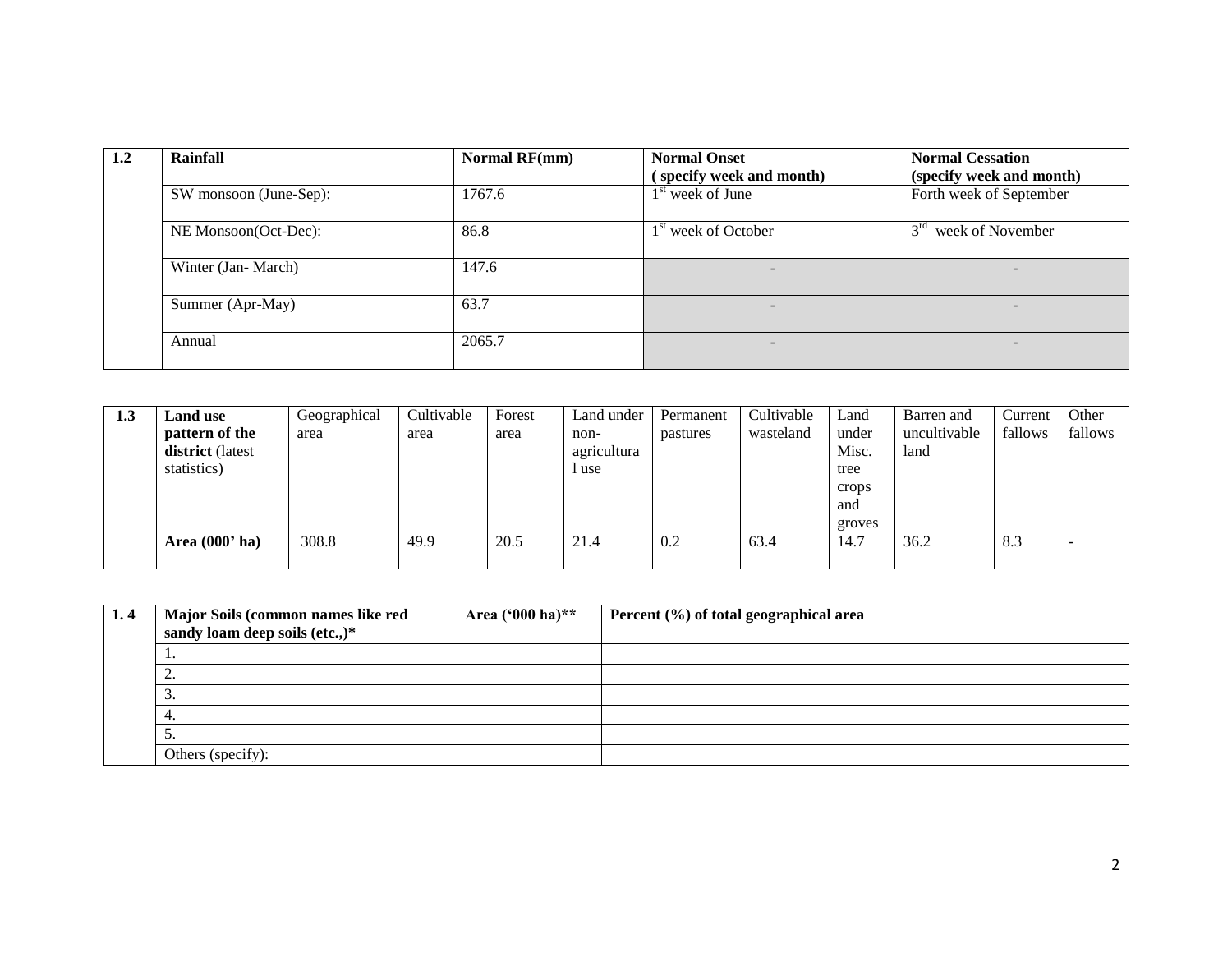| 1.2 | Rainfall | Normal RF(mm) | Normal Onset ( specify week and month) | Normal Cessation (specify week and month) |
|---|---|---|---|---|
| | SW monsoon (June-Sep): | 1767.6 | 1st week of June | Forth week of September |
| | NE Monsoon(Oct-Dec): | 86.8 | 1st week of October | 3rd week of November |
| | Winter (Jan- March) | 147.6 | - | - |
| | Summer (Apr-May) | 63.7 | - | - |
| | Annual | 2065.7 | - | - |

| 1.3 | Land use pattern of the district (latest statistics) | Geographical area | Cultivable area | Forest area | Land under non-agricultural use | Permanent pastures | Cultivable wasteland | Land under Misc. tree crops and groves | Barren and uncultivable land | Current fallows | Other fallows |
|---|---|---|---|---|---|---|---|---|---|---|---|
| | Area (000' ha) | 308.8 | 49.9 | 20.5 | 21.4 | 0.2 | 63.4 | 14.7 | 36.2 | 8.3 | - |

| 1. 4 | Major Soils (common names like red sandy loam deep soils (etc.,)* | Area ('000 ha)** | Percent (%) of total geographical area |
|---|---|---|---|
| | 1. | | |
| | 2. | | |
| | 3. | | |
| | 4. | | |
| | 5. | | |
| | Others (specify): | | |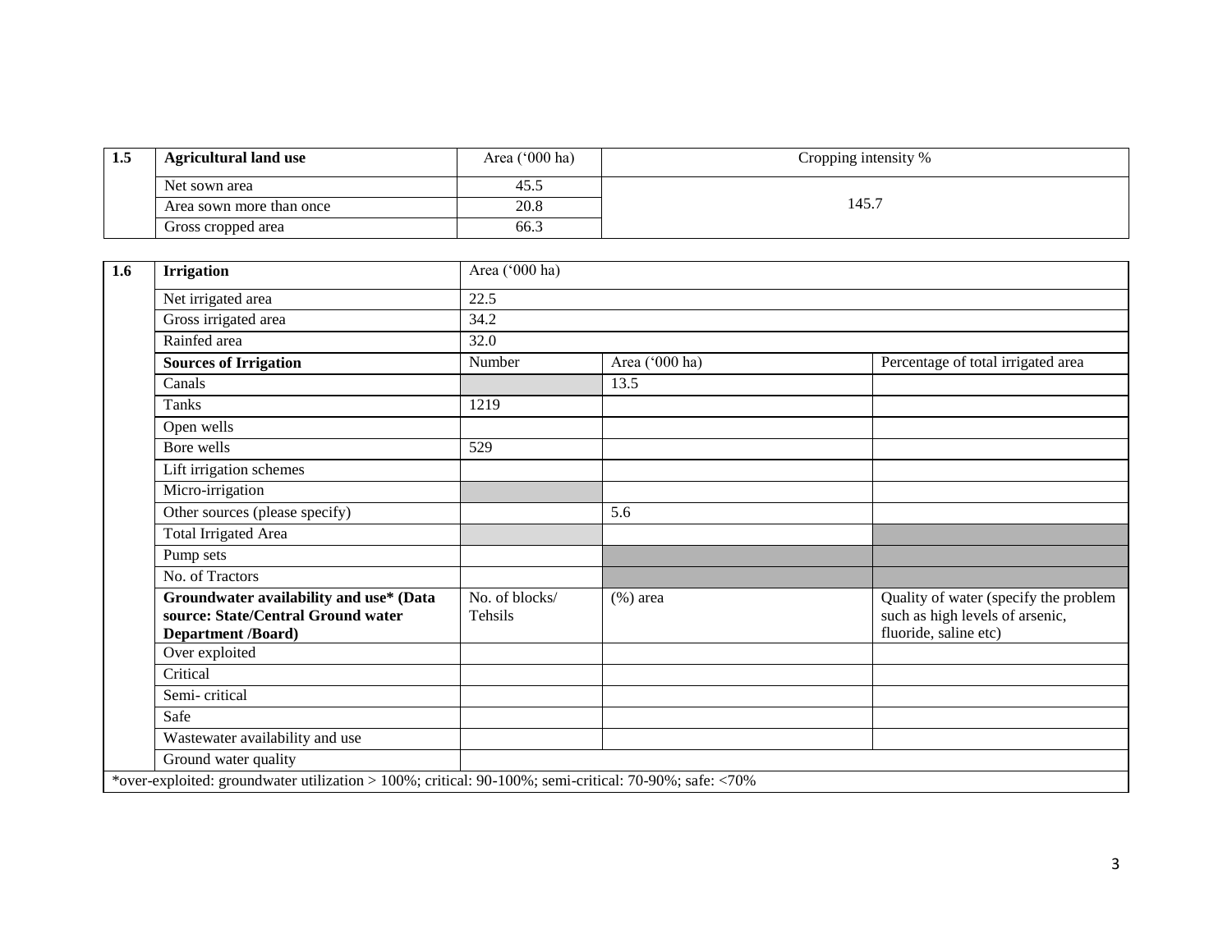| 1.5 | Agricultural land use | Area ('000 ha) | Cropping intensity % |
|---|---|---|---|
| | Net sown area | 45.5 | 145.7 |
| | Area sown more than once | 20.8 | |
| | Gross cropped area | 66.3 | |

| 1.6 | Irrigation | Area ('000 ha) | | |
|---|---|---|---|---|
| | Net irrigated area | 22.5 | | |
| | Gross irrigated area | 34.2 | | |
| | Rainfed area | 32.0 | | |
| | **Sources of Irrigation** | Number | Area ('000 ha) | Percentage of total irrigated area |
| | Canals | | 13.5 | |
| | Tanks | 1219 | | |
| | Open wells | | | |
| | Bore wells | 529 | | |
| | Lift irrigation schemes | | | |
| | Micro-irrigation | | | |
| | Other sources (please specify) | | 5.6 | |
| | Total Irrigated Area | | | |
| | Pump sets | | | |
| | No. of Tractors | | | |
| | **Groundwater availability and use* (Data source: State/Central Ground water Department /Board)** | No. of blocks/ Tehsils | (%) area | Quality of water (specify the problem such as high levels of arsenic, fluoride, saline etc) |
| | Over exploited | | | |
| | Critical | | | |
| | Semi- critical | | | |
| | Safe | | | |
| | Wastewater availability and use | | | |
| | Ground water quality | | | |

*over-exploited: groundwater utilization > 100%; critical: 90-100%; semi-critical: 70-90%; safe: <70%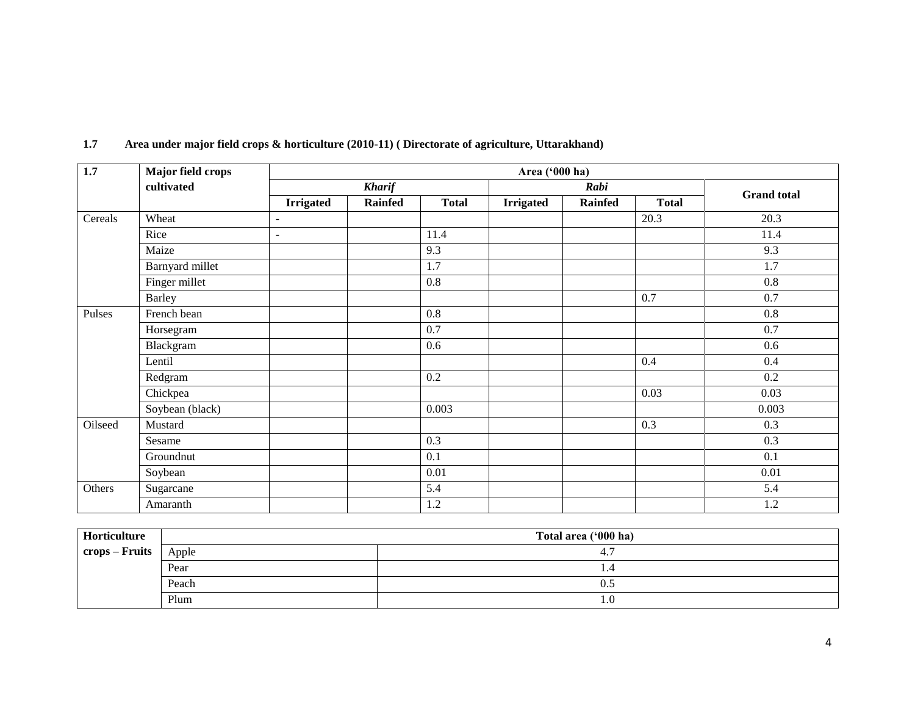**1.7 Area under major field crops & horticulture (2010-11) ( Directorate of agriculture, Uttarakhand)**

| 1.7 | Major field crops cultivated | Area ('000 ha) | | | | | | |
|---|---|---|---|---|---|---|---|---|
| | | *Kharif* | | | *Rabi* | | | Grand total |
| | | Irrigated | Rainfed | Total | Irrigated | Rainfed | Total | |
| Cereals | Wheat | - | | | | | 20.3 | 20.3 |
| | Rice | - | | 11.4 | | | | 11.4 |
| | Maize | | | 9.3 | | | | 9.3 |
| | Barnyard millet | | | 1.7 | | | | 1.7 |
| | Finger millet | | | 0.8 | | | | 0.8 |
| | Barley | | | | | | 0.7 | 0.7 |
| Pulses | French bean | | | 0.8 | | | | 0.8 |
| | Horsegram | | | 0.7 | | | | 0.7 |
| | Blackgram | | | 0.6 | | | | 0.6 |
| | Lentil | | | | | | 0.4 | 0.4 |
| | Redgram | | | 0.2 | | | | 0.2 |
| | Chickpea | | | | | | 0.03 | 0.03 |
| | Soybean (black) | | | 0.003 | | | | 0.003 |
| Oilseed | Mustard | | | | | | 0.3 | 0.3 |
| | Sesame | | | 0.3 | | | | 0.3 |
| | Groundnut | | | 0.1 | | | | 0.1 |
| | Soybean | | | 0.01 | | | | 0.01 |
| Others | Sugarcane | | | 5.4 | | | | 5.4 |
| | Amaranth | | | 1.2 | | | | 1.2 |

| Horticulture crops – Fruits | | Total area ('000 ha) |
|---|---|---|
| | Apple | 4.7 |
| | Pear | 1.4 |
| | Peach | 0.5 |
| | Plum | 1.0 |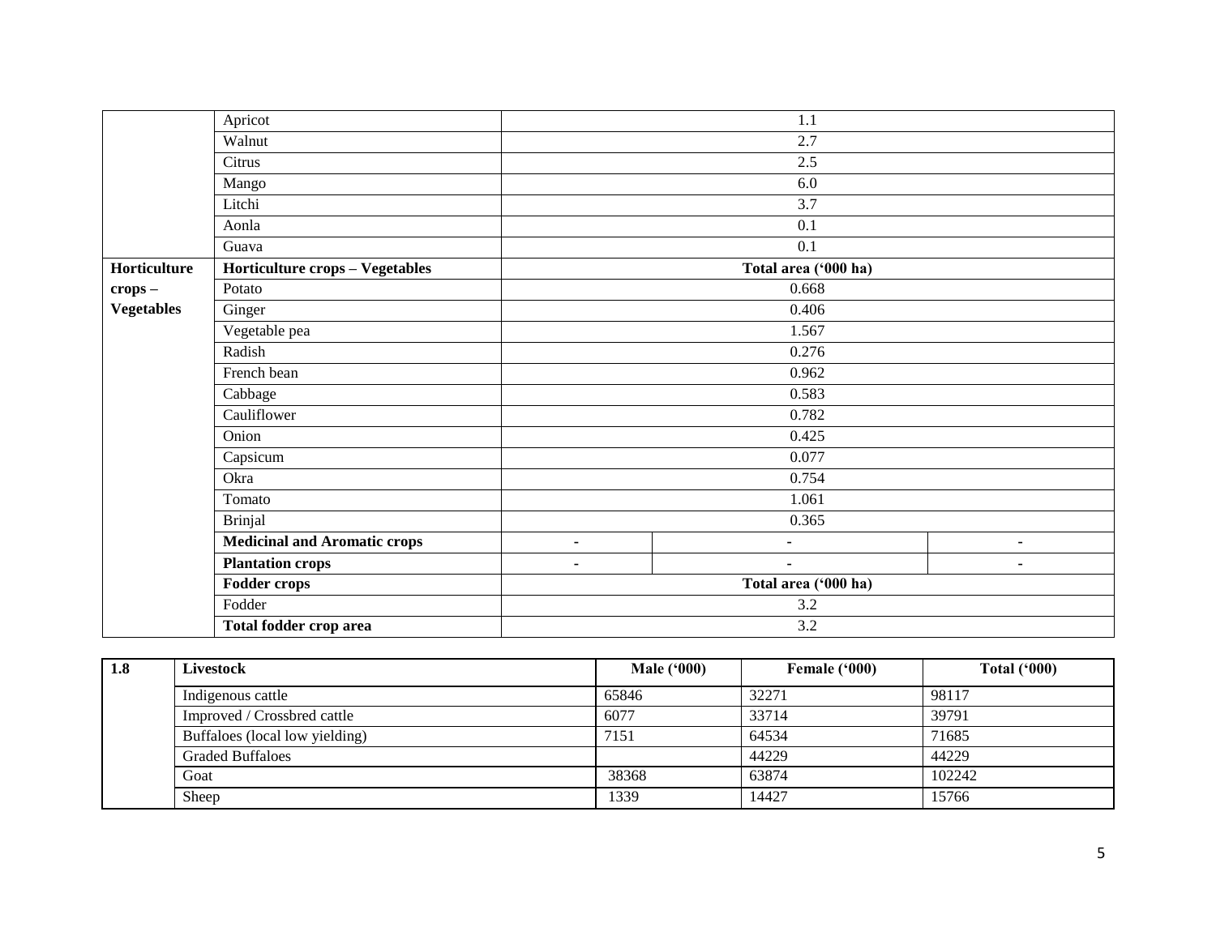| | | | | |
|---|---|---|---|---|
| | Apricot | 1.1 | | |
| | Walnut | 2.7 | | |
| | Citrus | 2.5 | | |
| | Mango | 6.0 | | |
| | Litchi | 3.7 | | |
| | Aonla | 0.1 | | |
| | Guava | 0.1 | | |
| **Horticulture crops – Vegetables** | **Horticulture crops – Vegetables** | **Total area ('000 ha)** | | |
| | Potato | 0.668 | | |
| | Ginger | 0.406 | | |
| | Vegetable pea | 1.567 | | |
| | Radish | 0.276 | | |
| | French bean | 0.962 | | |
| | Cabbage | 0.583 | | |
| | Cauliflower | 0.782 | | |
| | Onion | 0.425 | | |
| | Capsicum | 0.077 | | |
| | Okra | 0.754 | | |
| | Tomato | 1.061 | | |
| | Brinjal | 0.365 | | |
| | **Medicinal and Aromatic crops** | - | - | - |
| | **Plantation crops** | - | - | - |
| | **Fodder crops** | **Total area ('000 ha)** | | |
| | Fodder | 3.2 | | |
| | **Total fodder crop area** | 3.2 | | |

| **1.8** | **Livestock** | **Male ('000)** | **Female ('000)** | **Total ('000)** |
|---|---|---|---|---|
| | Indigenous cattle | 65846 | 32271 | 98117 |
| | Improved / Crossbred cattle | 6077 | 33714 | 39791 |
| | Buffaloes (local low yielding) | 7151 | 64534 | 71685 |
| | Graded Buffaloes | | 44229 | 44229 |
| | Goat | 38368 | 63874 | 102242 |
| | Sheep | 1339 | 14427 | 15766 |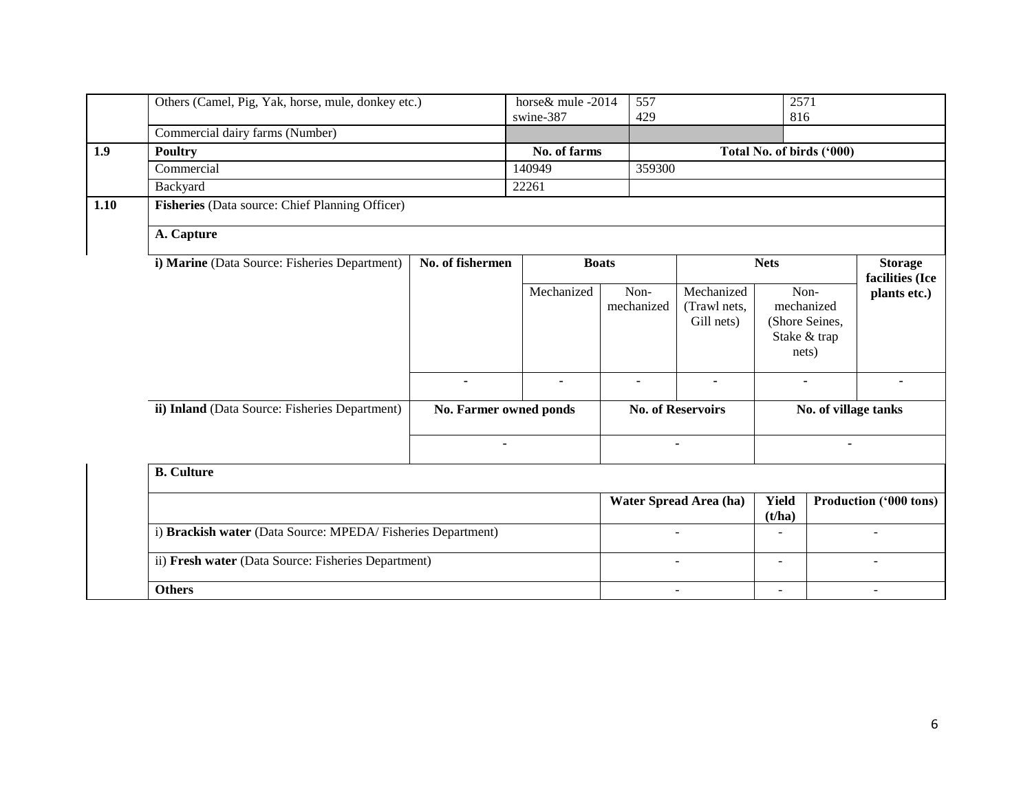| | | | | |
|---|---|---|---|---|
| | Others (Camel, Pig, Yak, horse, mule, donkey etc.) | horse& mule -2014<br>swine-387 | 557<br>429 | 2571<br>816 |
| | Commercial dairy farms (Number) | | | |
| **1.9** | **Poultry** | **No. of farms** | **Total No. of birds ('000)** | |
| | Commercial | 140949 | 359300 | |
| | Backyard | 22261 | | |

**1.10 Fisheries** (Data source: Chief Planning Officer)

**A. Capture**

| **i) Marine** (Data Source: Fisheries Department) | **No. of fishermen** | **Boats** | | **Nets** | | **Storage facilities (Ice plants etc.)** |
|---|---|---|---|---|---|---|
| | | Mechanized | Non-mechanized | Mechanized (Trawl nets, Gill nets) | Non-mechanized (Shore Seines, Stake & trap nets) | |
| | - | - | - | - | - | - |

| **ii) Inland** (Data Source: Fisheries Department) | **No. Farmer owned ponds** | **No. of Reservoirs** | **No. of village tanks** |
|---|---|---|---|
| | - | - | - |

**B. Culture**

| | **Water Spread Area (ha)** | **Yield (t/ha)** | **Production ('000 tons)** |
|---|---|---|---|
| i) **Brackish water** (Data Source: MPEDA/ Fisheries Department) | - | - | - |
| ii) **Fresh water** (Data Source: Fisheries Department) | - | - | - |
| **Others** | - | - | - |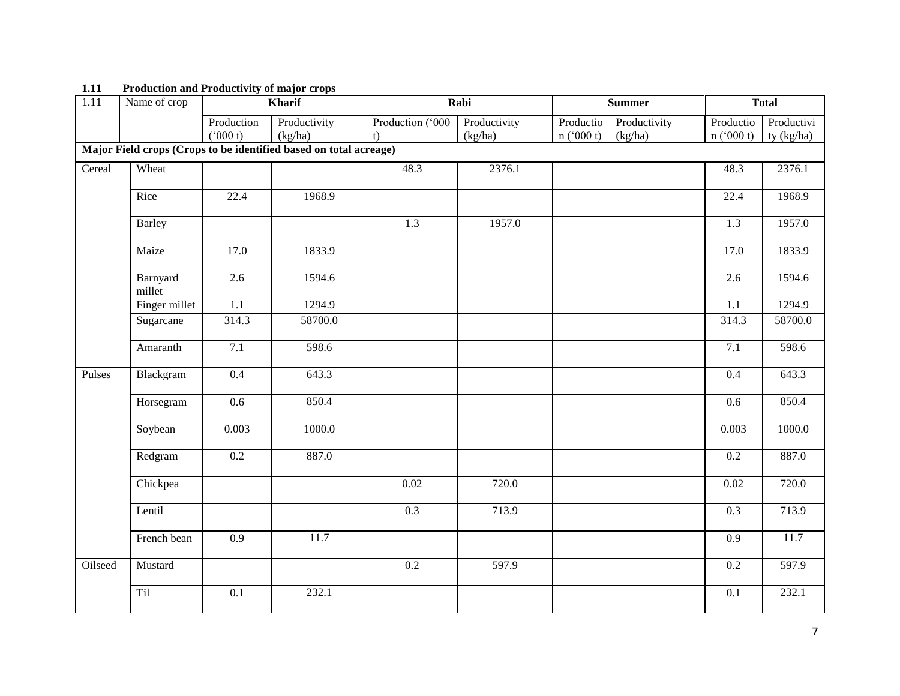**1.11 Production and Productivity of major crops**

| 1.11 | Name of crop | Kharif | | Rabi | | Summer | | Total | |
|---|---|---|---|---|---|---|---|---|---|
| | | Production ('000 t) | Productivity (kg/ha) | Production ('000 t) | Productivity (kg/ha) | Production ('000 t) | Productivity (kg/ha) | Production ('000 t) | Productivity (kg/ha) |
| **Major Field crops (Crops to be identified based on total acreage)** | | | | | | | | | |
| Cereal | Wheat | | | 48.3 | 2376.1 | | | 48.3 | 2376.1 |
| | Rice | 22.4 | 1968.9 | | | | | 22.4 | 1968.9 |
| | Barley | | | 1.3 | 1957.0 | | | 1.3 | 1957.0 |
| | Maize | 17.0 | 1833.9 | | | | | 17.0 | 1833.9 |
| | Barnyard millet | 2.6 | 1594.6 | | | | | 2.6 | 1594.6 |
| | Finger millet | 1.1 | 1294.9 | | | | | 1.1 | 1294.9 |
| | Sugarcane | 314.3 | 58700.0 | | | | | 314.3 | 58700.0 |
| | Amaranth | 7.1 | 598.6 | | | | | 7.1 | 598.6 |
| Pulses | Blackgram | 0.4 | 643.3 | | | | | 0.4 | 643.3 |
| | Horsegram | 0.6 | 850.4 | | | | | 0.6 | 850.4 |
| | Soybean | 0.003 | 1000.0 | | | | | 0.003 | 1000.0 |
| | Redgram | 0.2 | 887.0 | | | | | 0.2 | 887.0 |
| | Chickpea | | | 0.02 | 720.0 | | | 0.02 | 720.0 |
| | Lentil | | | 0.3 | 713.9 | | | 0.3 | 713.9 |
| | French bean | 0.9 | 11.7 | | | | | 0.9 | 11.7 |
| Oilseed | Mustard | | | 0.2 | 597.9 | | | 0.2 | 597.9 |
| | Til | 0.1 | 232.1 | | | | | 0.1 | 232.1 |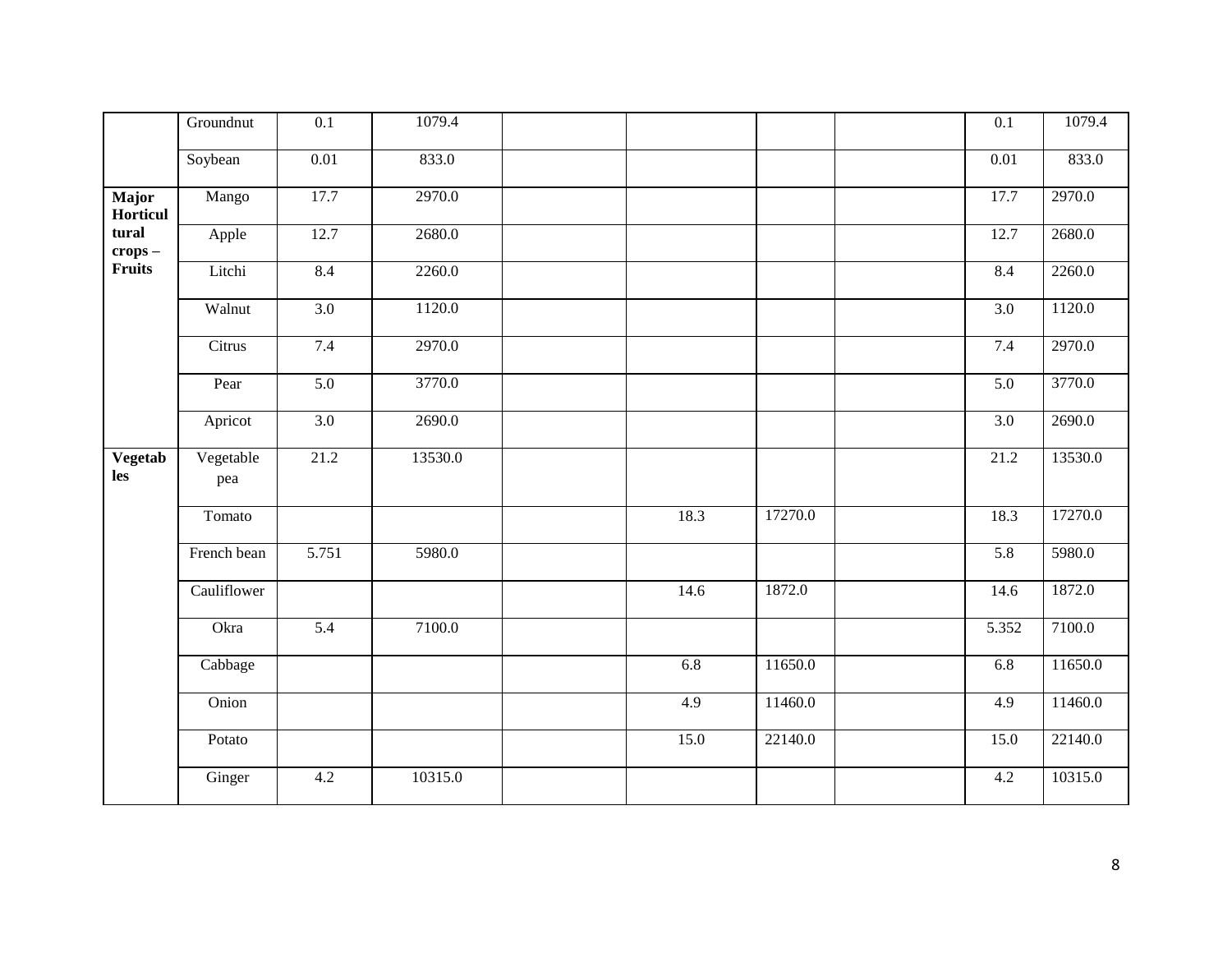|  |  |  |  |  |  |  |  |  |  |
|---|---|---|---|---|---|---|---|---|---|
|  | Groundnut | 0.1 | 1079.4 |  |  |  |  | 0.1 | 1079.4 |
|  | Soybean | 0.01 | 833.0 |  |  |  |  | 0.01 | 833.0 |
| **Major Horticultural crops – Fruits** | Mango | 17.7 | 2970.0 |  |  |  |  | 17.7 | 2970.0 |
|  | Apple | 12.7 | 2680.0 |  |  |  |  | 12.7 | 2680.0 |
|  | Litchi | 8.4 | 2260.0 |  |  |  |  | 8.4 | 2260.0 |
|  | Walnut | 3.0 | 1120.0 |  |  |  |  | 3.0 | 1120.0 |
|  | Citrus | 7.4 | 2970.0 |  |  |  |  | 7.4 | 2970.0 |
|  | Pear | 5.0 | 3770.0 |  |  |  |  | 5.0 | 3770.0 |
|  | Apricot | 3.0 | 2690.0 |  |  |  |  | 3.0 | 2690.0 |
| **Vegetables** | Vegetable pea | 21.2 | 13530.0 |  |  |  |  | 21.2 | 13530.0 |
|  | Tomato |  |  |  | 18.3 | 17270.0 |  | 18.3 | 17270.0 |
|  | French bean | 5.751 | 5980.0 |  |  |  |  | 5.8 | 5980.0 |
|  | Cauliflower |  |  |  | 14.6 | 1872.0 |  | 14.6 | 1872.0 |
|  | Okra | 5.4 | 7100.0 |  |  |  |  | 5.352 | 7100.0 |
|  | Cabbage |  |  |  | 6.8 | 11650.0 |  | 6.8 | 11650.0 |
|  | Onion |  |  |  | 4.9 | 11460.0 |  | 4.9 | 11460.0 |
|  | Potato |  |  |  | 15.0 | 22140.0 |  | 15.0 | 22140.0 |
|  | Ginger | 4.2 | 10315.0 |  |  |  |  | 4.2 | 10315.0 |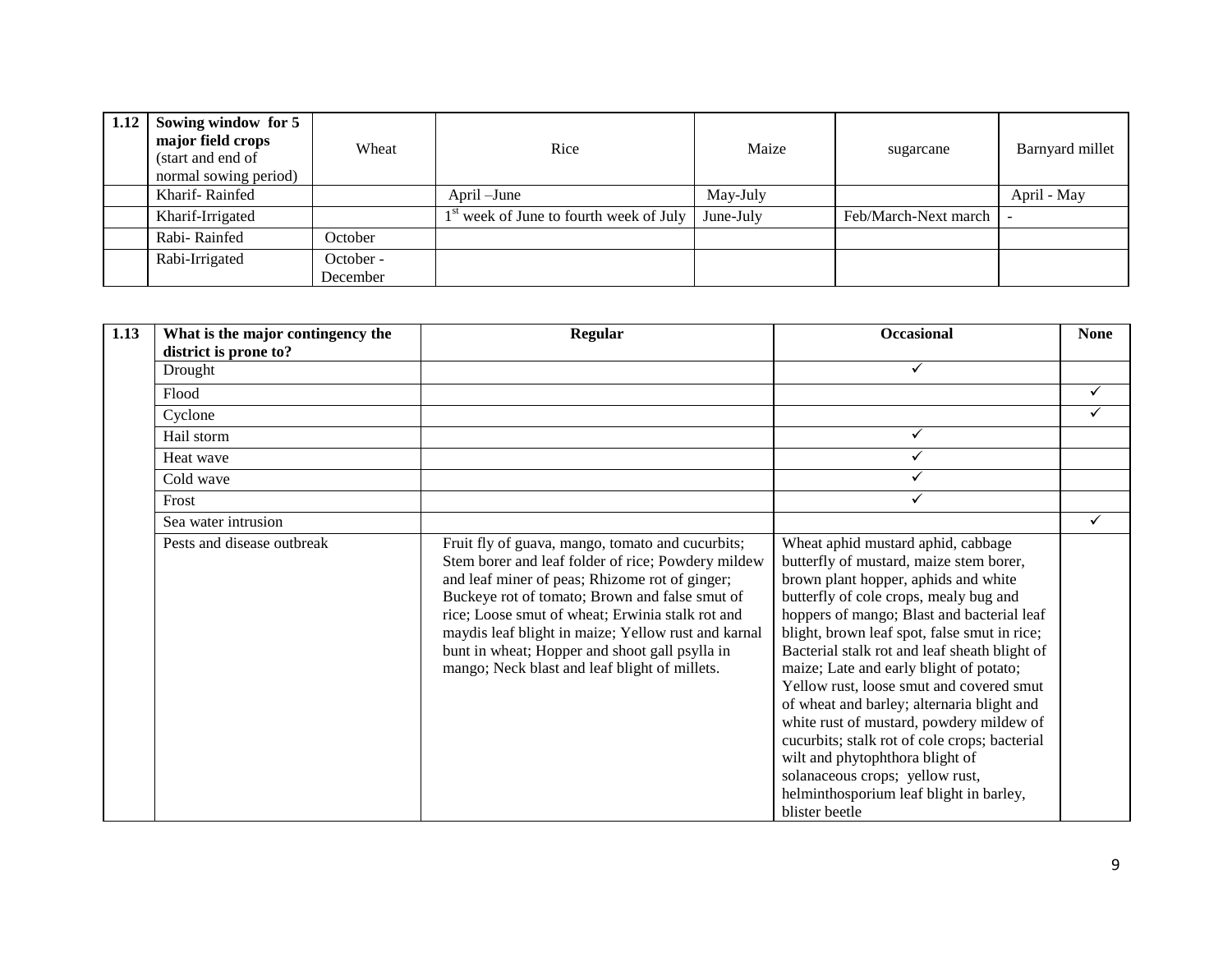| 1.12 | Sowing window for 5 major field crops (start and end of normal sowing period) | Wheat | Rice | Maize | sugarcane | Barnyard millet |
|---|---|---|---|---|---|---|
| | Kharif- Rainfed | | April –June | May-July | | April - May |
| | Kharif-Irrigated | | 1st week of June to fourth week of July | June-July | Feb/March-Next march | - |
| | Rabi- Rainfed | October | | | | |
| | Rabi-Irrigated | October - December | | | | |

| 1.13 | What is the major contingency the district is prone to? | Regular | Occasional | None |
|---|---|---|---|---|
| | Drought | | ✓ | |
| | Flood | | | ✓ |
| | Cyclone | | | ✓ |
| | Hail storm | | ✓ | |
| | Heat wave | | ✓ | |
| | Cold wave | | ✓ | |
| | Frost | | ✓ | |
| | Sea water intrusion | | | ✓ |
| | Pests and disease outbreak | Fruit fly of guava, mango, tomato and cucurbits; Stem borer and leaf folder of rice; Powdery mildew and leaf miner of peas; Rhizome rot of ginger; Buckeye rot of tomato; Brown and false smut of rice; Loose smut of wheat; Erwinia stalk rot and maydis leaf blight in maize; Yellow rust and karnal bunt in wheat; Hopper and shoot gall psylla in mango; Neck blast and leaf blight of millets. | Wheat aphid mustard aphid, cabbage butterfly of mustard, maize stem borer, brown plant hopper, aphids and white butterfly of cole crops, mealy bug and hoppers of mango; Blast and bacterial leaf blight, brown leaf spot, false smut in rice; Bacterial stalk rot and leaf sheath blight of maize; Late and early blight of potato; Yellow rust, loose smut and covered smut of wheat and barley; alternaria blight and white rust of mustard, powdery mildew of cucurbits; stalk rot of cole crops; bacterial wilt and phytophthora blight of solanaceous crops; yellow rust, helminthosporium leaf blight in barley, blister beetle | |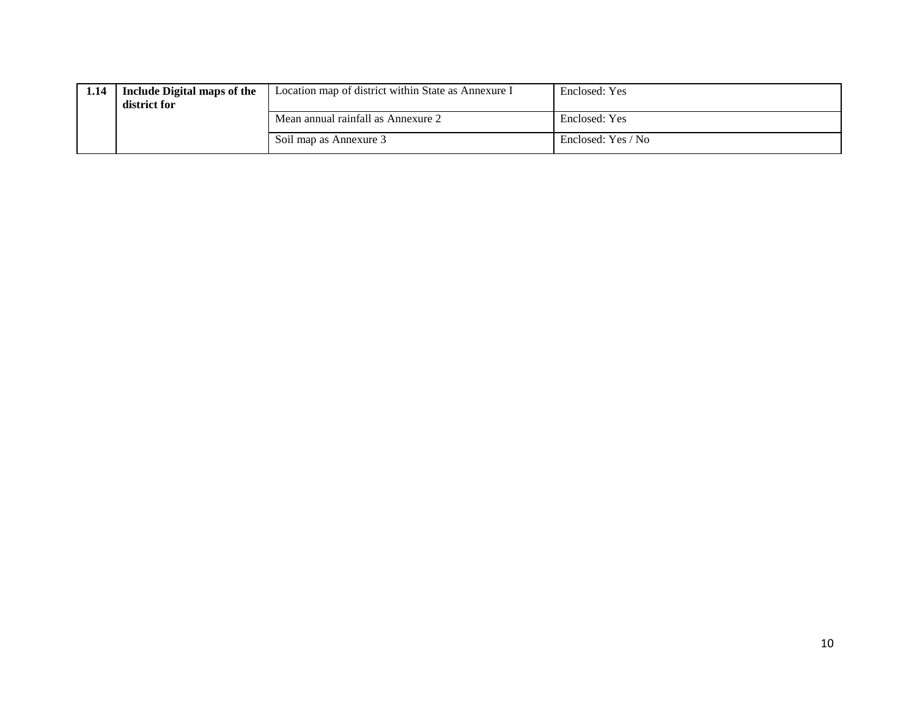| 1.14 | **Include Digital maps of the district for** | Location map of district within State as Annexure I | Enclosed: Yes |
|---|---|---|---|
| | | Mean annual rainfall as Annexure 2 | Enclosed: Yes |
| | | Soil map as Annexure 3 | Enclosed: Yes / No |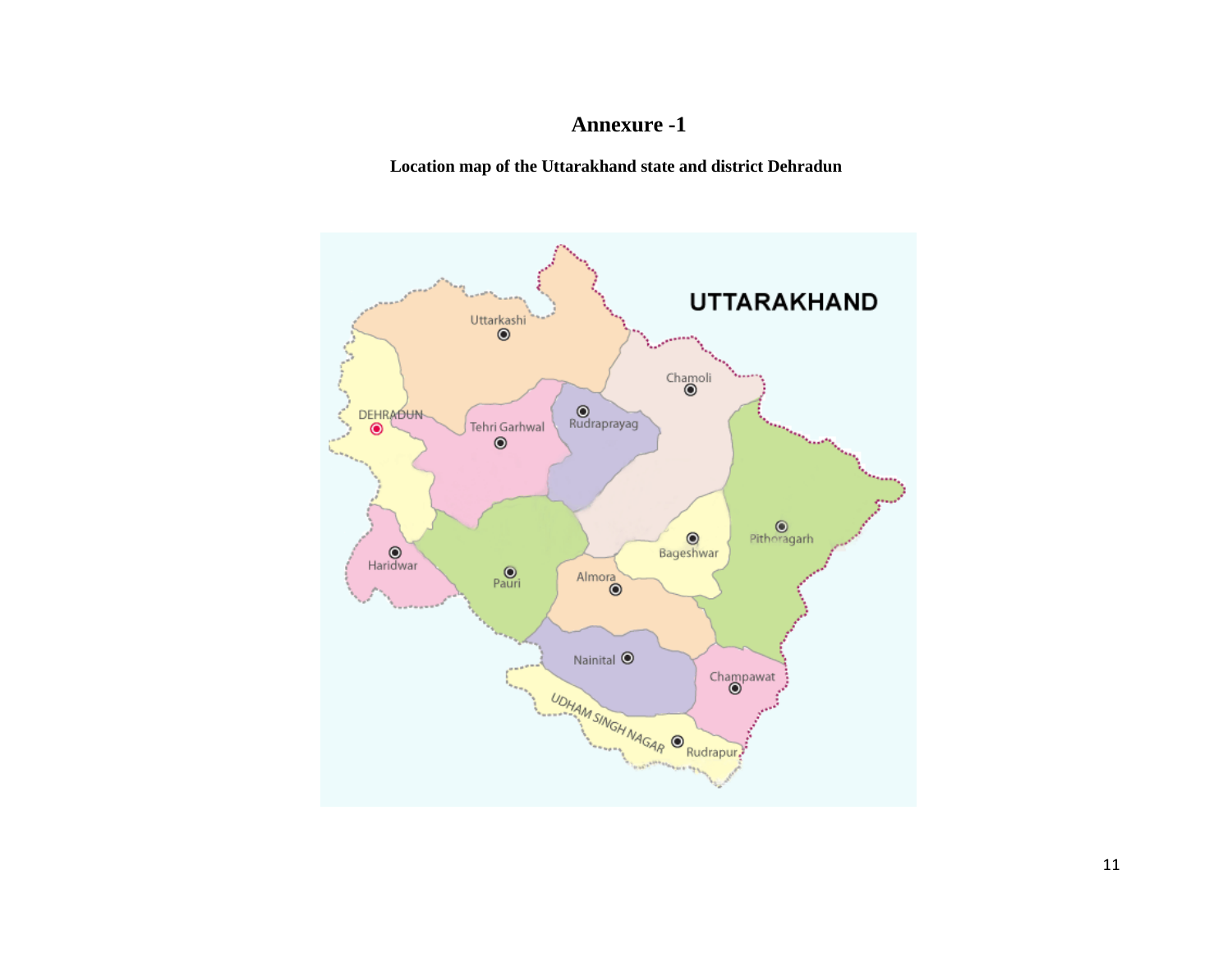# Annexure -1

**Location map of the Uttarakhand state and district Dehradun**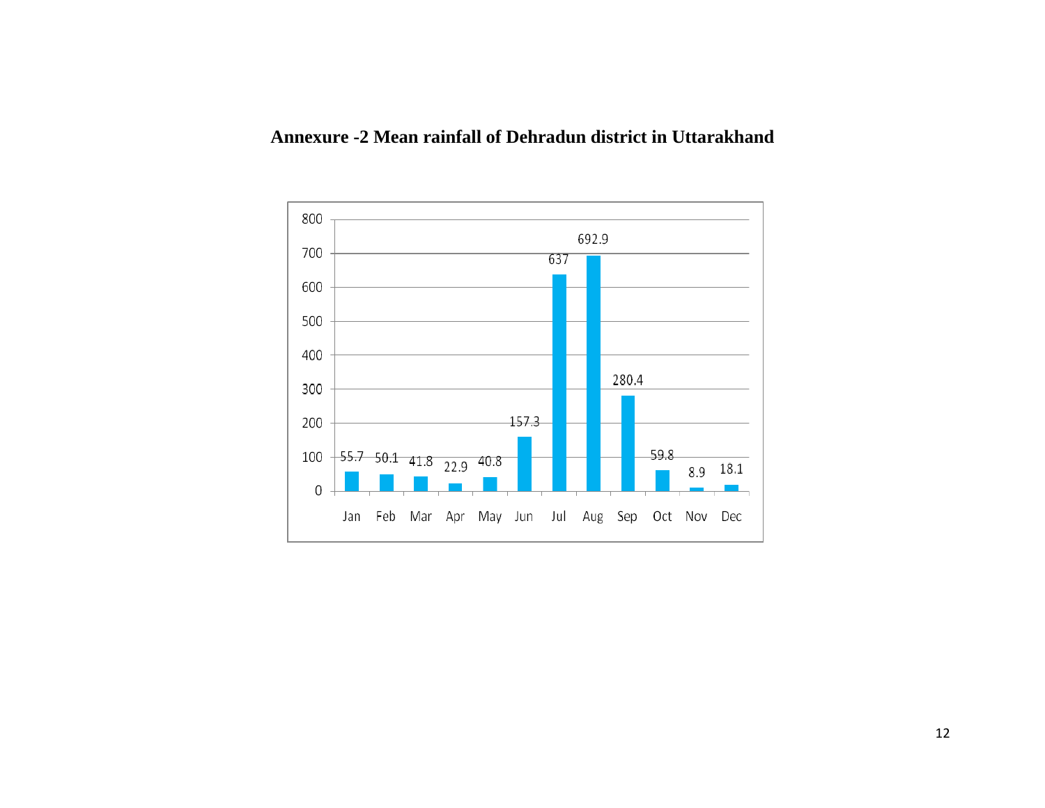**Annexure -2 Mean rainfall of Dehradun district in Uttarakhand**

| Jan | Feb | Mar | Apr | May | Jun | Jul | Aug | Sep | Oct | Nov | Dec |
|---|---|---|---|---|---|---|---|---|---|---|---|
| 55.7 | 50.1 | 41.8 | 22.9 | 40.8 | 157.3 | 637 | 692.9 | 280.4 | 59.8 | 8.9 | 18.1 |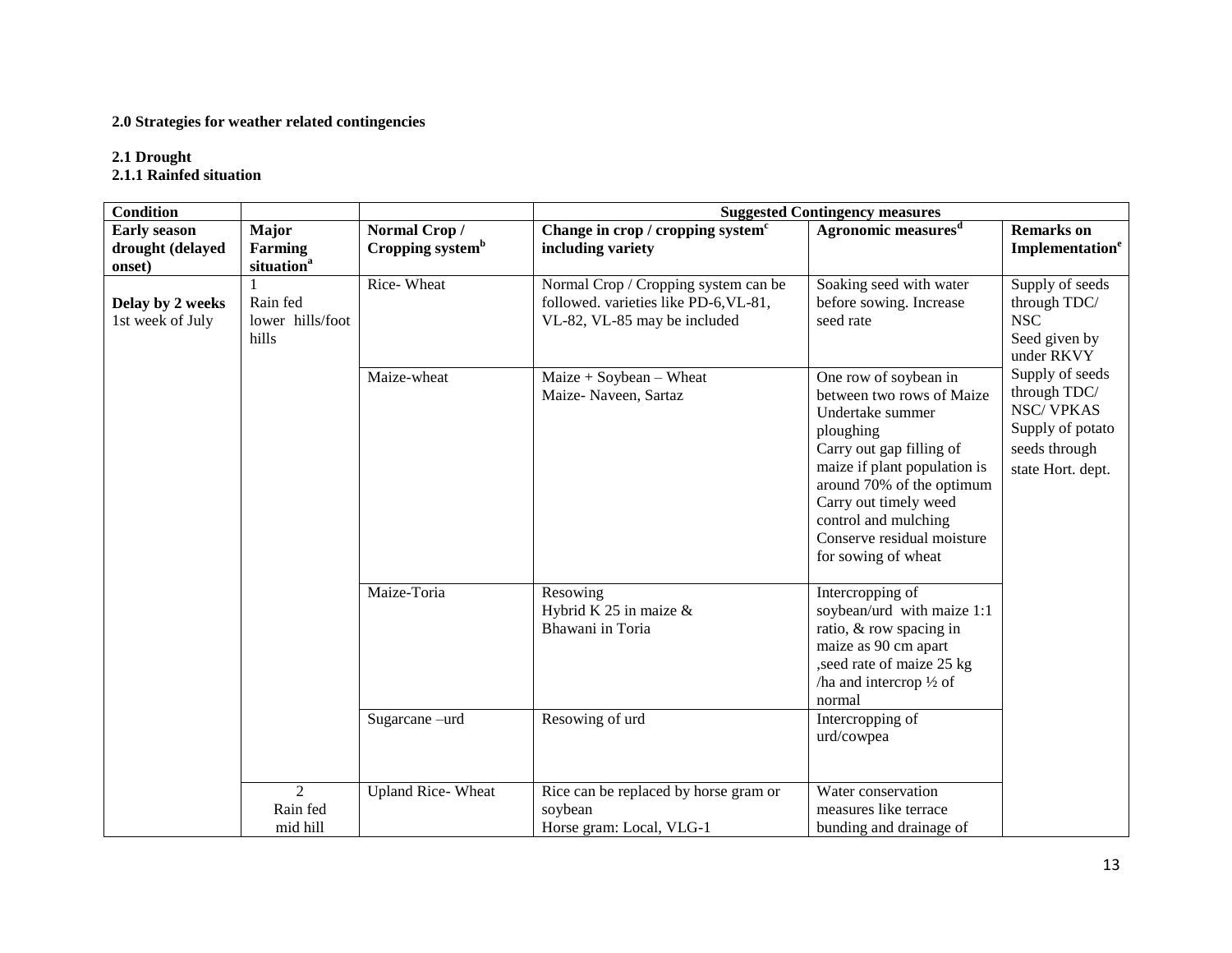**2.0 Strategies for weather related contingencies**

**2.1 Drought**

**2.1.1 Rainfed situation**

| Condition | | | Suggested Contingency measures | | |
|---|---|---|---|---|---|
| **Early season drought (delayed onset)** | **Major Farming situation[a]** | **Normal Crop / Cropping system[b]** | **Change in crop / cropping system[c] including variety** | **Agronomic measures[d]** | **Remarks on Implementation[e]** |
| **Delay by 2 weeks** 1st week of July | 1 Rain fed lower hills/foot hills | Rice- Wheat | Normal Crop / Cropping system can be followed. varieties like PD-6,VL-81, VL-82, VL-85 may be included | Soaking seed with water before sowing. Increase seed rate | Supply of seeds through TDC/ NSC Seed given by under RKVY Supply of seeds through TDC/ NSC/ VPKAS Supply of potato seeds through state Hort. dept. |
| | | Maize-wheat | Maize + Soybean – Wheat Maize- Naveen, Sartaz | One row of soybean in between two rows of Maize Undertake summer ploughing Carry out gap filling of maize if plant population is around 70% of the optimum Carry out timely weed control and mulching Conserve residual moisture for sowing of wheat | |
| | | Maize-Toria | Resowing Hybrid K 25 in maize & Bhawani in Toria | Intercropping of soybean/urd with maize 1:1 ratio, & row spacing in maize as 90 cm apart ,seed rate of maize 25 kg /ha and intercrop ½ of normal | |
| | | Sugarcane –urd | Resowing of urd | Intercropping of urd/cowpea | |
| | 2 Rain fed mid hill | Upland Rice- Wheat | Rice can be replaced by horse gram or soybean Horse gram: Local, VLG-1 | Water conservation measures like terrace bunding and drainage of | |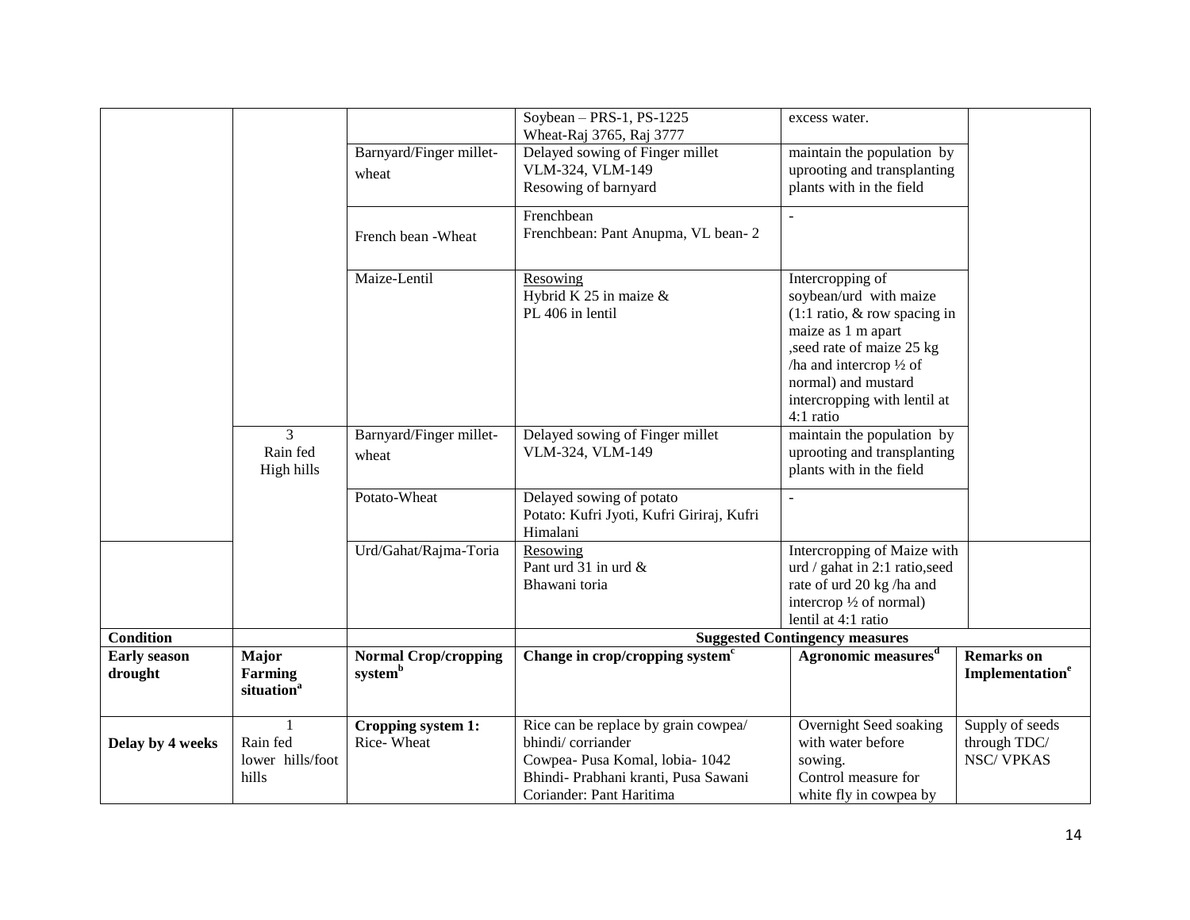| | | | Soybean – PRS-1, PS-1225<br>Wheat-Raj 3765, Raj 3777 | excess water. | |
|---|---|---|---|---|---|
| | | Barnyard/Finger millet-wheat | Delayed sowing of Finger millet<br>VLM-324, VLM-149<br>Resowing of barnyard | maintain the population by uprooting and transplanting plants with in the field | |
| | | French bean -Wheat | Frenchbean<br>Frenchbean: Pant Anupma, VL bean- 2 | - | |
| | | Maize-Lentil | Resowing<br>Hybrid K 25 in maize &<br>PL 406 in lentil | Intercropping of soybean/urd with maize (1:1 ratio, & row spacing in maize as 1 m apart ,seed rate of maize 25 kg /ha and intercrop ½ of normal) and mustard intercropping with lentil at 4:1 ratio | |
| | 3<br>Rain fed<br>High hills | Barnyard/Finger millet-wheat | Delayed sowing of Finger millet<br>VLM-324, VLM-149 | maintain the population by uprooting and transplanting plants with in the field | |
| | | Potato-Wheat | Delayed sowing of potato<br>Potato: Kufri Jyoti, Kufri Giriraj, Kufri Himalani | - | |
| | | Urd/Gahat/Rajma-Toria | Resowing<br>Pant urd 31 in urd &<br>Bhawani toria | Intercropping of Maize with urd / gahat in 2:1 ratio,seed rate of urd 20 kg /ha and intercrop ½ of normal) lentil at 4:1 ratio | |
| **Condition** | | | **Suggested Contingency measures** | | |
| **Early season drought** | **Major Farming situation[a]** | **Normal Crop/cropping system[b]** | **Change in crop/cropping system[c]** | **Agronomic measures[d]** | **Remarks on Implementation[e]** |
| **Delay by 4 weeks** | 1<br>Rain fed<br>lower hills/foot hills | **Cropping system 1:**<br>Rice- Wheat | Rice can be replace by grain cowpea/ bhindi/ corriander<br>Cowpea- Pusa Komal, lobia- 1042<br>Bhindi- Prabhani kranti, Pusa Sawani<br>Coriander: Pant Haritima | Overnight Seed soaking with water before sowing.<br>Control measure for white fly in cowpea by | Supply of seeds through TDC/ NSC/ VPKAS |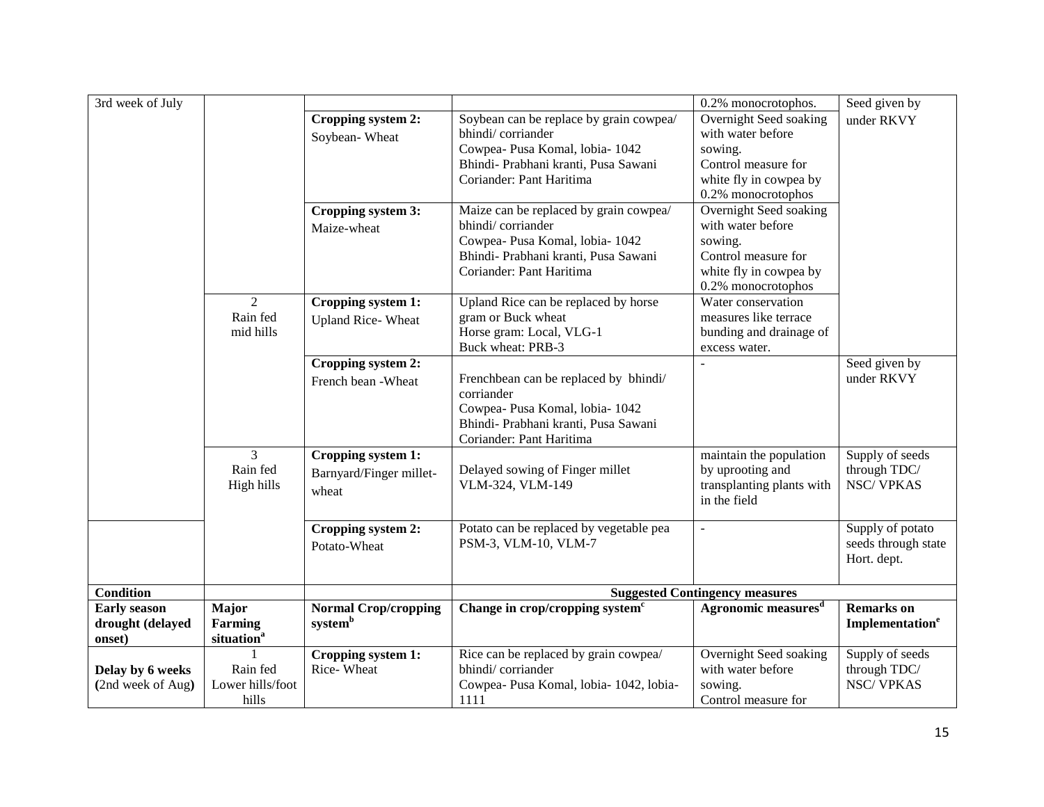| 3rd week of July | | | | 0.2% monocrotophos. | Seed given by under RKVY |
|---|---|---|---|---|---|
| | | **Cropping system 2:** Soybean- Wheat | Soybean can be replace by grain cowpea/ bhindi/ corriander<br>Cowpea- Pusa Komal, lobia- 1042<br>Bhindi- Prabhani kranti, Pusa Sawani<br>Coriander: Pant Haritima | Overnight Seed soaking with water before sowing.<br>Control measure for white fly in cowpea by 0.2% monocrotophos | |
| | | **Cropping system 3:** Maize-wheat | Maize can be replaced by grain cowpea/ bhindi/ corriander<br>Cowpea- Pusa Komal, lobia- 1042<br>Bhindi- Prabhani kranti, Pusa Sawani<br>Coriander: Pant Haritima | Overnight Seed soaking with water before sowing.<br>Control measure for white fly in cowpea by 0.2% monocrotophos | |
| | 2<br>Rain fed mid hills | **Cropping system 1:** Upland Rice- Wheat | Upland Rice can be replaced by horse gram or Buck wheat<br>Horse gram: Local, VLG-1<br>Buck wheat: PRB-3 | Water conservation measures like terrace bunding and drainage of excess water. | |
| | | **Cropping system 2:** French bean -Wheat | Frenchbean can be replaced by bhindi/ corriander<br>Cowpea- Pusa Komal, lobia- 1042<br>Bhindi- Prabhani kranti, Pusa Sawani<br>Coriander: Pant Haritima | - | Seed given by under RKVY |
| | 3<br>Rain fed High hills | **Cropping system 1:** Barnyard/Finger millet-wheat | Delayed sowing of Finger millet<br>VLM-324, VLM-149 | maintain the population by uprooting and transplanting plants with in the field | Supply of seeds through TDC/ NSC/ VPKAS |
| | | **Cropping system 2:** Potato-Wheat | Potato can be replaced by vegetable pea<br>PSM-3, VLM-10, VLM-7 | - | Supply of potato seeds through state Hort. dept. |
| **Condition** | | | **Suggested Contingency measures** | | |
| **Early season drought (delayed onset)** | **Major Farming situation[a]** | **Normal Crop/cropping system[b]** | **Change in crop/cropping system[c]** | **Agronomic measures[d]** | **Remarks on Implementation[e]** |
| **Delay by 6 weeks** (2nd week of Aug) | 1<br>Rain fed Lower hills/foot hills | **Cropping system 1:** Rice- Wheat | Rice can be replaced by grain cowpea/ bhindi/ corriander<br>Cowpea- Pusa Komal, lobia- 1042, lobia-1111 | Overnight Seed soaking with water before sowing.<br>Control measure for | Supply of seeds through TDC/ NSC/ VPKAS |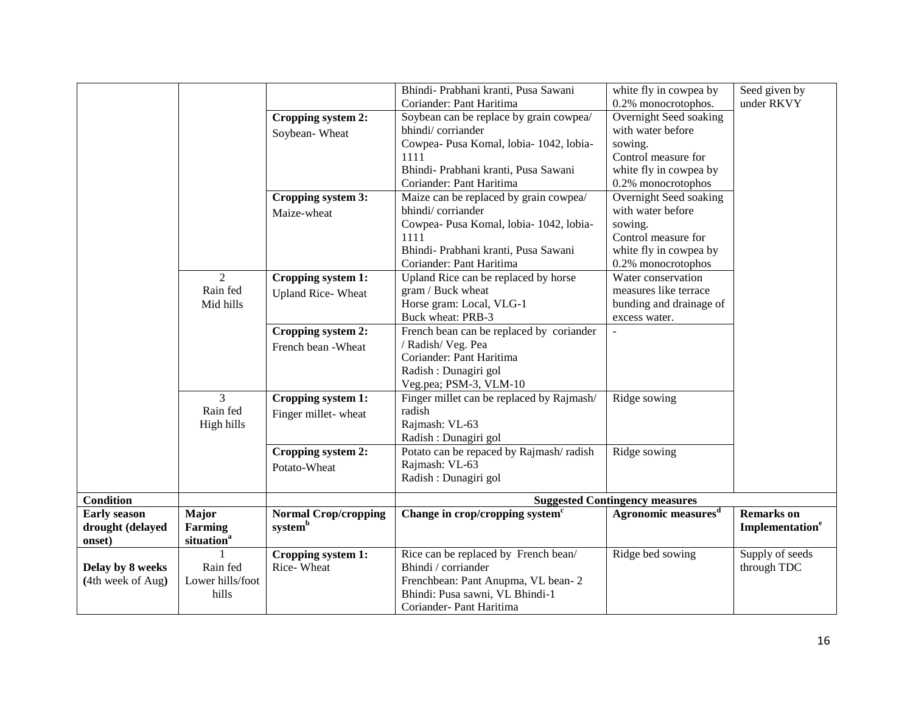| | | | Bhindi- Prabhani kranti, Pusa Sawani<br>Coriander: Pant Haritima | white fly in cowpea by 0.2% monocrotophos. | Seed given by under RKVY |
|---|---|---|---|---|---|
| | | **Cropping system 2:**<br>Soybean- Wheat | Soybean can be replace by grain cowpea/ bhindi/ corriander<br>Cowpea- Pusa Komal, lobia- 1042, lobia-1111<br>Bhindi- Prabhani kranti, Pusa Sawani<br>Coriander: Pant Haritima | Overnight Seed soaking with water before sowing.<br>Control measure for white fly in cowpea by 0.2% monocrotophos | |
| | | **Cropping system 3:**<br>Maize-wheat | Maize can be replaced by grain cowpea/ bhindi/ corriander<br>Cowpea- Pusa Komal, lobia- 1042, lobia-1111<br>Bhindi- Prabhani kranti, Pusa Sawani<br>Coriander: Pant Haritima | Overnight Seed soaking with water before sowing.<br>Control measure for white fly in cowpea by 0.2% monocrotophos | |
| | 2<br>Rain fed<br>Mid hills | **Cropping system 1:**<br>Upland Rice- Wheat | Upland Rice can be replaced by horse gram / Buck wheat<br>Horse gram: Local, VLG-1<br>Buck wheat: PRB-3 | Water conservation measures like terrace bunding and drainage of excess water. | |
| | | **Cropping system 2:**<br>French bean -Wheat | French bean can be replaced by coriander / Radish/ Veg. Pea<br>Coriander: Pant Haritima<br>Radish : Dunagiri gol<br>Veg.pea; PSM-3, VLM-10 | - | |
| | 3<br>Rain fed<br>High hills | **Cropping system 1:**<br>Finger millet- wheat | Finger millet can be replaced by Rajmash/ radish<br>Rajmash: VL-63<br>Radish : Dunagiri gol | Ridge sowing | |
| | | **Cropping system 2:**<br>Potato-Wheat | Potato can be repaced by Rajmash/ radish<br>Rajmash: VL-63<br>Radish : Dunagiri gol | Ridge sowing | |
| **Condition** | | | **Suggested Contingency measures** | | |
| **Early season drought (delayed onset)** | **Major Farming situation**[a] | **Normal Crop/cropping system**[b] | **Change in crop/cropping system**[c] | **Agronomic measures**[d] | **Remarks on Implementation**[e] |
| **Delay by 8 weeks** (4th week of Aug**)** | 1<br>Rain fed<br>Lower hills/foot hills | **Cropping system 1:**<br>Rice- Wheat | Rice can be replaced by French bean/ Bhindi / corriander<br>Frenchbean: Pant Anupma, VL bean- 2<br>Bhindi: Pusa sawni, VL Bhindi-1<br>Coriander- Pant Haritima | Ridge bed sowing | Supply of seeds through TDC |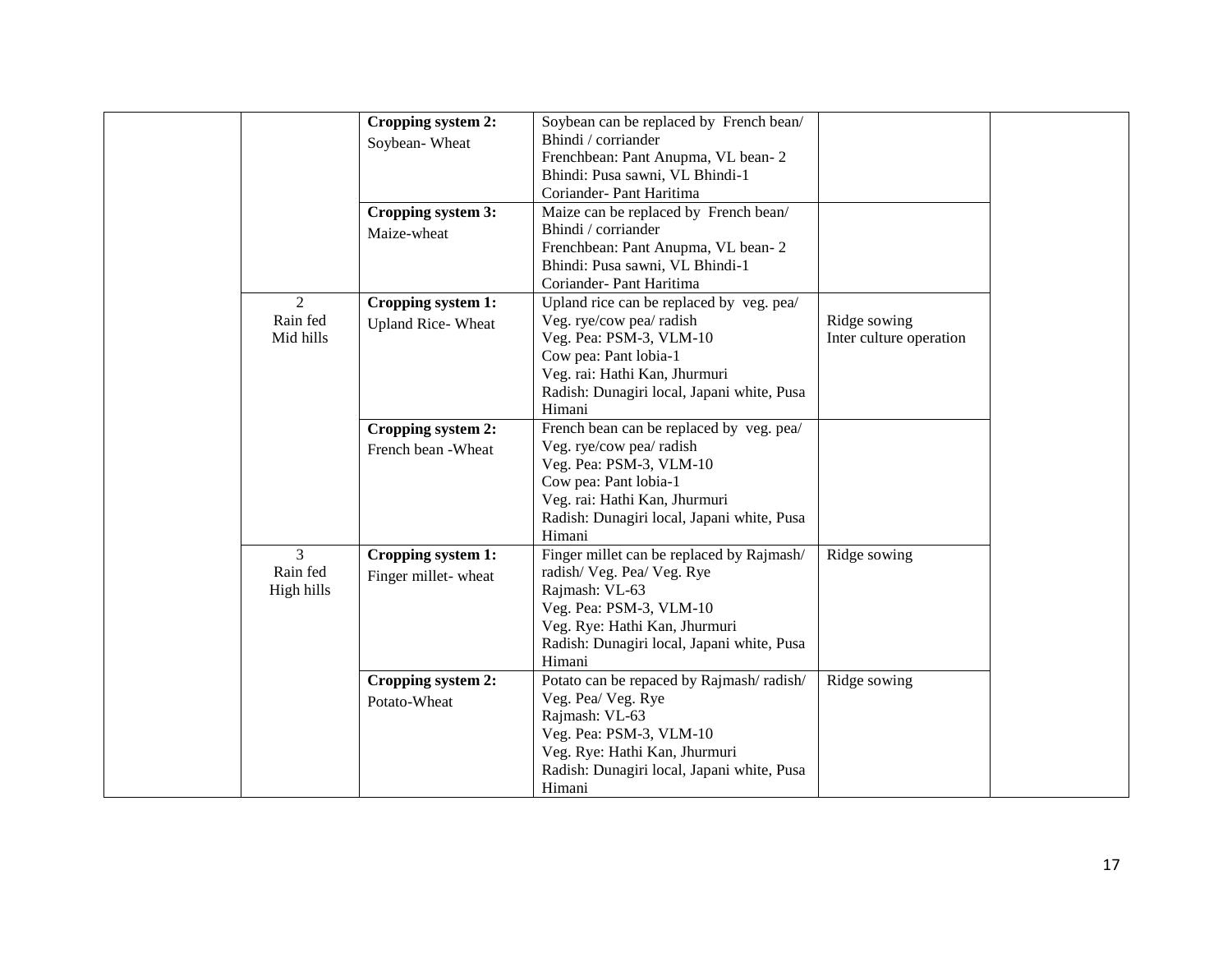| | | | | | |
|---|---|---|---|---|---|
| | | **Cropping system 2:** Soybean- Wheat | Soybean can be replaced by French bean/ Bhindi / corriander<br>Frenchbean: Pant Anupma, VL bean- 2<br>Bhindi: Pusa sawni, VL Bhindi-1<br>Coriander- Pant Haritima | | |
| | | **Cropping system 3:** Maize-wheat | Maize can be replaced by French bean/ Bhindi / corriander<br>Frenchbean: Pant Anupma, VL bean- 2<br>Bhindi: Pusa sawni, VL Bhindi-1<br>Coriander- Pant Haritima | | |
| | 2<br>Rain fed<br>Mid hills | **Cropping system 1:** Upland Rice- Wheat | Upland rice can be replaced by veg. pea/ Veg. rye/cow pea/ radish<br>Veg. Pea: PSM-3, VLM-10<br>Cow pea: Pant lobia-1<br>Veg. rai: Hathi Kan, Jhurmuri<br>Radish: Dunagiri local, Japani white, Pusa Himani | Ridge sowing<br>Inter culture operation | |
| | | **Cropping system 2:** French bean -Wheat | French bean can be replaced by veg. pea/ Veg. rye/cow pea/ radish<br>Veg. Pea: PSM-3, VLM-10<br>Cow pea: Pant lobia-1<br>Veg. rai: Hathi Kan, Jhurmuri<br>Radish: Dunagiri local, Japani white, Pusa Himani | | |
| | 3<br>Rain fed<br>High hills | **Cropping system 1:** Finger millet- wheat | Finger millet can be replaced by Rajmash/ radish/ Veg. Pea/ Veg. Rye<br>Rajmash: VL-63<br>Veg. Pea: PSM-3, VLM-10<br>Veg. Rye: Hathi Kan, Jhurmuri<br>Radish: Dunagiri local, Japani white, Pusa Himani | Ridge sowing | |
| | | **Cropping system 2:** Potato-Wheat | Potato can be repaced by Rajmash/ radish/ Veg. Pea/ Veg. Rye<br>Rajmash: VL-63<br>Veg. Pea: PSM-3, VLM-10<br>Veg. Rye: Hathi Kan, Jhurmuri<br>Radish: Dunagiri local, Japani white, Pusa Himani | Ridge sowing | |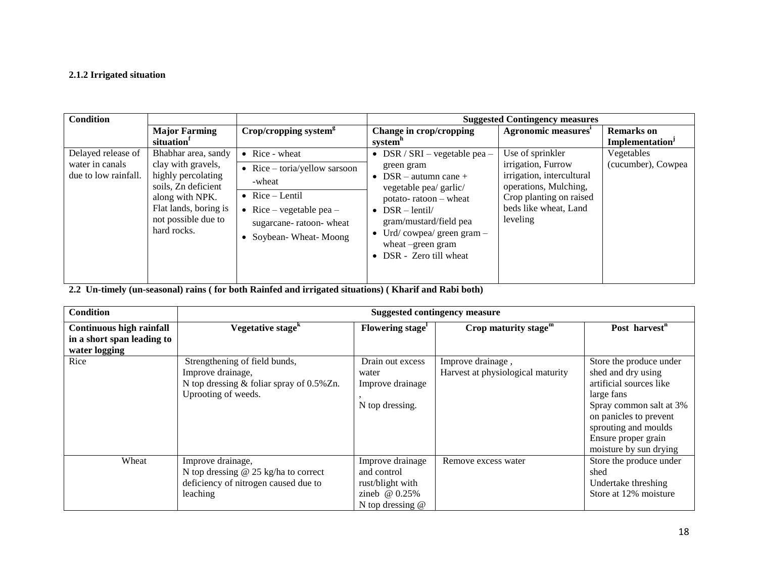**2.1.2 Irrigated situation**

| Condition | | | Suggested Contingency measures | | |
|---|---|---|---|---|---|
| | Major Farming situation[f] | Crop/cropping system[g] | Change in crop/cropping system[h] | Agronomic measures[i] | Remarks on Implementation[j] |
| Delayed release of water in canals due to low rainfall. | Bhabhar area, sandy clay with gravels, highly percolating soils, Zn deficient along with NPK. Flat lands, boring is not possible due to hard rocks. | • Rice - wheat<br>• Rice – toria/yellow sarsoon -wheat<br>• Rice – Lentil<br>• Rice – vegetable pea – sugarcane- ratoon- wheat<br>• Soybean- Wheat- Moong | • DSR / SRI – vegetable pea – green gram<br>• DSR – autumn cane + vegetable pea/ garlic/ potato- ratoon – wheat<br>• DSR – lentil/ gram/mustard/field pea<br>• Urd/ cowpea/ green gram – wheat –green gram<br>• DSR - Zero till wheat | Use of sprinkler irrigation, Furrow irrigation, intercultural operations, Mulching, Crop planting on raised beds like wheat, Land leveling | Vegetables (cucumber), Cowpea |

**2.2 Un-timely (un-seasonal) rains ( for both Rainfed and irrigated situations) ( Kharif and Rabi both)**

| Condition | Suggested contingency measure | | | |
|---|---|---|---|---|
| **Continuous high rainfall in a short span leading to water logging** | **Vegetative stage[k]** | **Flowering stage[l]** | **Crop maturity stage[m]** | **Post harvest[n]** |
| Rice | Strengthening of field bunds,<br>Improve drainage,<br>N top dressing & foliar spray of 0.5%Zn.<br>Uprooting of weeds. | Drain out excess water<br>Improve drainage ,<br>N top dressing. | Improve drainage ,<br>Harvest at physiological maturity | Store the produce under shed and dry using artificial sources like large fans<br>Spray common salt at 3% on panicles to prevent sprouting and moulds<br>Ensure proper grain moisture by sun drying |
| Wheat | Improve drainage,<br>N top dressing @ 25 kg/ha to correct deficiency of nitrogen caused due to leaching | Improve drainage and control rust/blight with zineb @ 0.25%<br>N top dressing @ | Remove excess water | Store the produce under shed<br>Undertake threshing<br>Store at 12% moisture |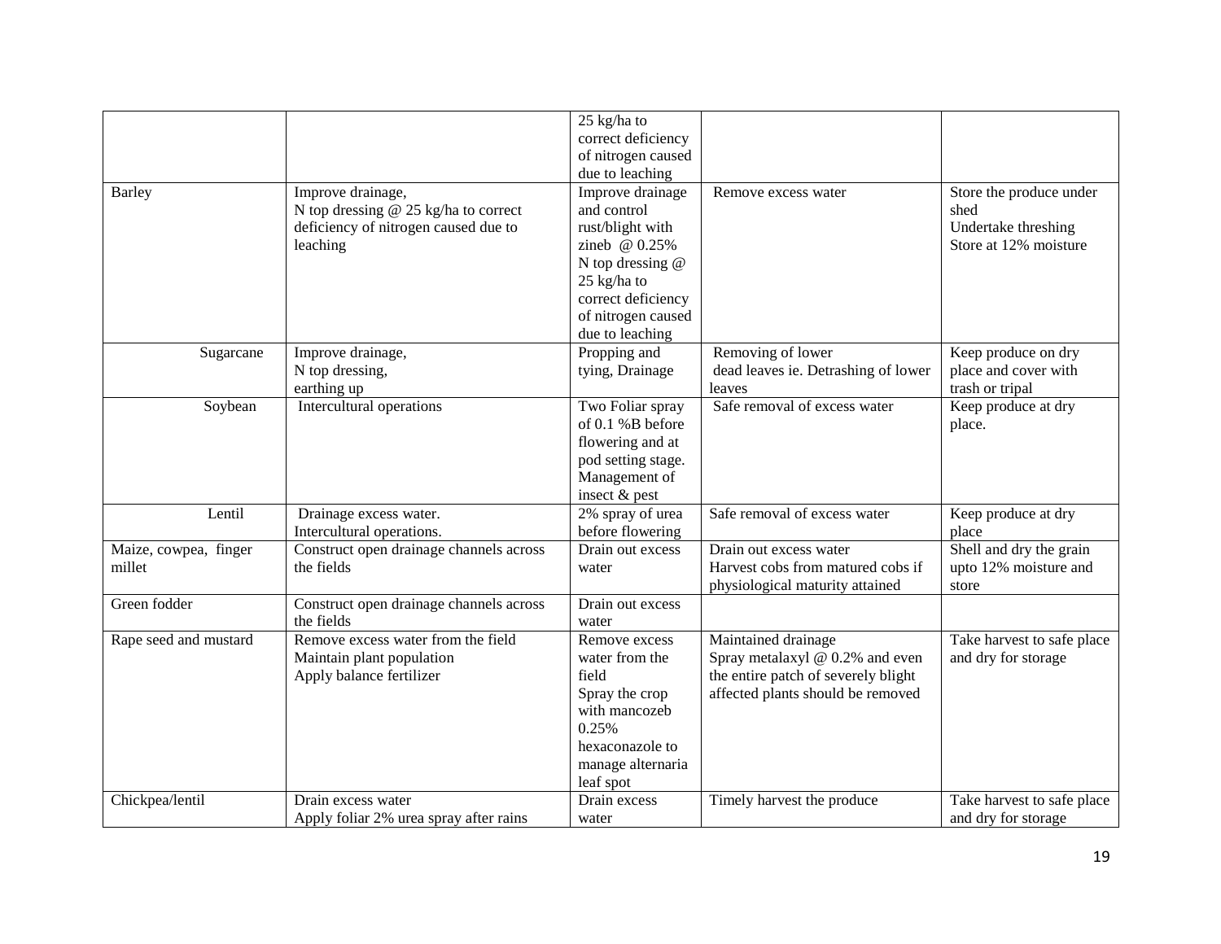| | | | | |
|---|---|---|---|---|
| | | 25 kg/ha to correct deficiency of nitrogen caused due to leaching | | |
| Barley | Improve drainage,<br>N top dressing @ 25 kg/ha to correct deficiency of nitrogen caused due to leaching | Improve drainage and control rust/blight with zineb @ 0.25%<br>N top dressing @ 25 kg/ha to correct deficiency of nitrogen caused due to leaching | Remove excess water | Store the produce under shed<br>Undertake threshing<br>Store at 12% moisture |
| Sugarcane | Improve drainage,<br>N top dressing,<br>earthing up | Propping and tying, Drainage | Removing of lower dead leaves ie. Detrashing of lower leaves | Keep produce on dry place and cover with trash or tripal |
| Soybean | Intercultural operations | Two Foliar spray of 0.1 %B before flowering and at pod setting stage. Management of insect & pest | Safe removal of excess water | Keep produce at dry place. |
| Lentil | Drainage excess water.<br>Intercultural operations. | 2% spray of urea before flowering | Safe removal of excess water | Keep produce at dry place |
| Maize, cowpea, finger millet | Construct open drainage channels across the fields | Drain out excess water | Drain out excess water<br>Harvest cobs from matured cobs if physiological maturity attained | Shell and dry the grain upto 12% moisture and store |
| Green fodder | Construct open drainage channels across the fields | Drain out excess water | | |
| Rape seed and mustard | Remove excess water from the field<br>Maintain plant population<br>Apply balance fertilizer | Remove excess water from the field<br>Spray the crop with mancozeb 0.25% hexaconazole to manage alternaria leaf spot | Maintained drainage<br>Spray metalaxyl @ 0.2% and even the entire patch of severely blight affected plants should be removed | Take harvest to safe place and dry for storage |
| Chickpea/lentil | Drain excess water<br>Apply foliar 2% urea spray after rains | Drain excess water | Timely harvest the produce | Take harvest to safe place and dry for storage |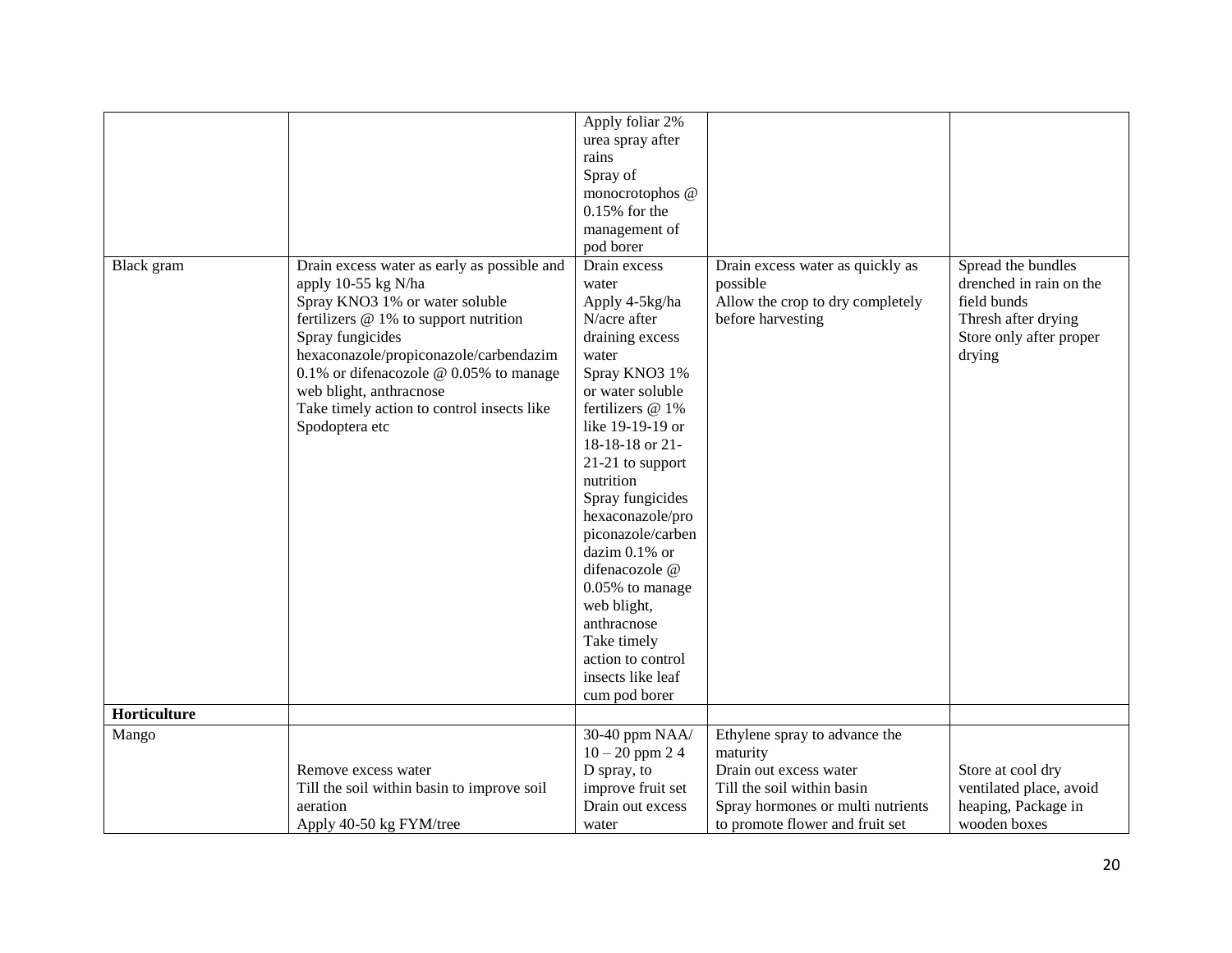| | | | | |
|---|---|---|---|---|
| | | Apply foliar 2% urea spray after rains<br>Spray of monocrotophos @ 0.15% for the management of pod borer | | |
| Black gram | Drain excess water as early as possible and apply 10-55 kg N/ha<br>Spray KNO3 1% or water soluble fertilizers @ 1% to support nutrition<br>Spray fungicides hexaconazole/propiconazole/carbendazim 0.1% or difenacozole @ 0.05% to manage web blight, anthracnose<br>Take timely action to control insects like Spodoptera etc | Drain excess water<br>Apply 4-5kg/ha N/acre after draining excess water<br>Spray KNO3 1% or water soluble fertilizers @ 1% like 19-19-19 or 18-18-18 or 21-21-21 to support nutrition<br>Spray fungicides hexaconazole/propiconazole/carbendazim 0.1% or difenacozole @ 0.05% to manage web blight, anthracnose<br>Take timely action to control insects like leaf cum pod borer | Drain excess water as quickly as possible<br>Allow the crop to dry completely before harvesting | Spread the bundles drenched in rain on the field bunds<br>Thresh after drying<br>Store only after proper drying |
| **Horticulture** | | | | |
| Mango | Remove excess water<br>Till the soil within basin to improve soil aeration<br>Apply 40-50 kg FYM/tree | 30-40 ppm NAA/ 10 – 20 ppm 2 4 D spray, to improve fruit set<br>Drain out excess water | Ethylene spray to advance the maturity<br>Drain out excess water<br>Till the soil within basin<br>Spray hormones or multi nutrients to promote flower and fruit set | Store at cool dry ventilated place, avoid heaping, Package in wooden boxes |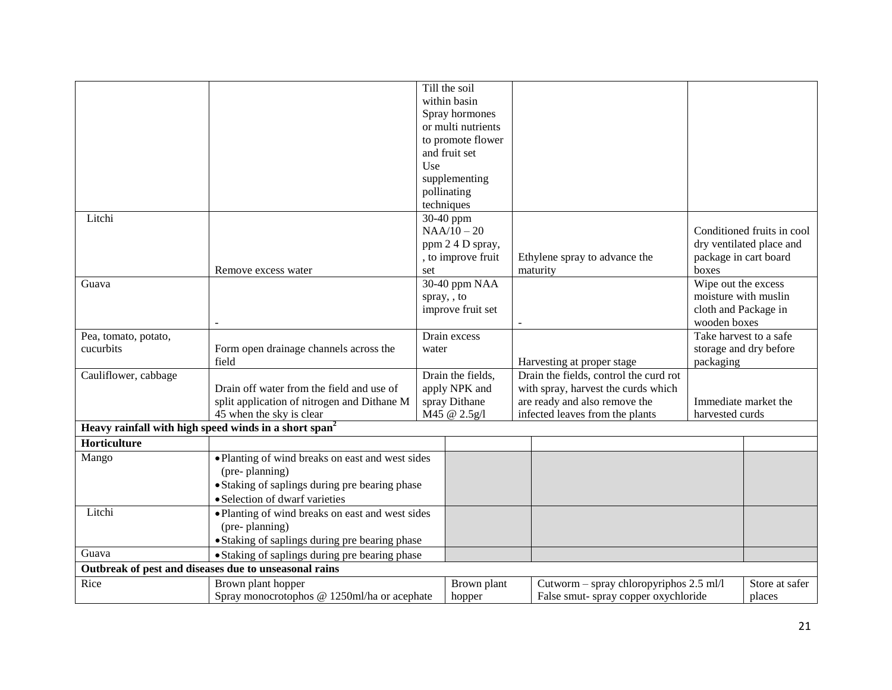| | | Till the soil within basin Spray hormones or multi nutrients to promote flower and fruit set Use supplementing pollinating techniques | | |
|---|---|---|---|---|
| Litchi | Remove excess water | 30-40 ppm NAA/10 – 20 ppm 2 4 D spray, , to improve fruit set | Ethylene spray to advance the maturity | Conditioned fruits in cool dry ventilated place and package in cart board boxes |
| Guava | - | 30-40 ppm NAA spray, , to improve fruit set | - | Wipe out the excess moisture with muslin cloth and Package in wooden boxes |
| Pea, tomato, potato, cucurbits | Form open drainage channels across the field | Drain excess water | Harvesting at proper stage | Take harvest to a safe storage and dry before packaging |
| Cauliflower, cabbage | Drain off water from the field and use of split application of nitrogen and Dithane M 45 when the sky is clear | Drain the fields, apply NPK and spray Dithane M45 @ 2.5g/l | Drain the fields, control the curd rot with spray, harvest the curds which are ready and also remove the infected leaves from the plants | Immediate market the harvested curds |
| **Heavy rainfall with high speed winds in a short span**[2] | | | | |
| **Horticulture** | | | | |
| Mango | • Planting of wind breaks on east and west sides (pre- planning)<br>• Staking of saplings during pre bearing phase<br>• Selection of dwarf varieties | | | |
| Litchi | • Planting of wind breaks on east and west sides (pre- planning)<br>• Staking of saplings during pre bearing phase | | | |
| Guava | • Staking of saplings during pre bearing phase | | | |
| **Outbreak of pest and diseases due to unseasonal rains** | | | | |
| Rice | Brown plant hopper<br>Spray monocrotophos @ 1250ml/ha or acephate | Brown plant hopper | Cutworm – spray chloropyriphos 2.5 ml/l<br>False smut- spray copper oxychloride | Store at safer places |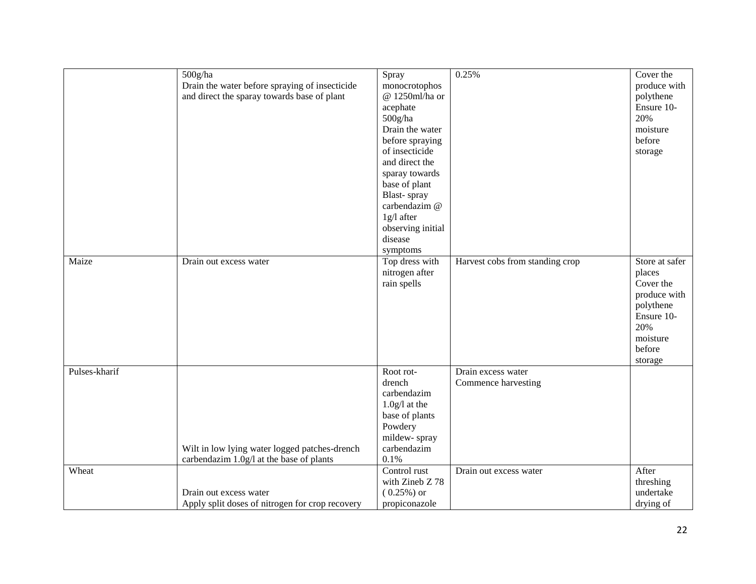|  |  |  |  |  |
|---|---|---|---|---|
|  | 500g/ha<br>Drain the water before spraying of insecticide and direct the sparay towards base of plant | Spray monocrotophos @ 1250ml/ha or acephate 500g/ha<br>Drain the water before spraying of insecticide and direct the sparay towards base of plant<br>Blast- spray carbendazim @ 1g/l after observing initial disease symptoms | 0.25% | Cover the produce with polythene<br>Ensure 10-20% moisture before storage |
| Maize | Drain out excess water | Top dress with nitrogen after rain spells | Harvest cobs from standing crop | Store at safer places<br>Cover the produce with polythene<br>Ensure 10-20% moisture before storage |
| Pulses-kharif | Wilt in low lying water logged patches-drench carbendazim 1.0g/l at the base of plants | Root rot- drench carbendazim 1.0g/l at the base of plants<br>Powdery mildew- spray carbendazim 0.1% | Drain excess water<br>Commence harvesting |  |
| Wheat | Drain out excess water<br>Apply split doses of nitrogen for crop recovery | Control rust with Zineb Z 78 ( 0.25%) or propiconazole | Drain out excess water | After threshing undertake drying of |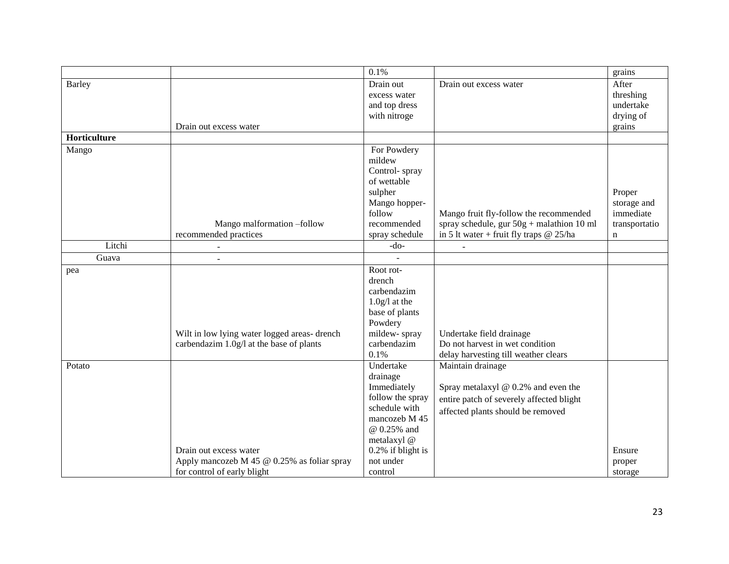|  |  | 0.1% |  | grains |
|---|---|---|---|---|
| Barley | Drain out excess water | Drain out excess water and top dress with nitroge | Drain out excess water | After threshing undertake drying of grains |
| **Horticulture** |  |  |  |  |
| Mango | Mango malformation –follow recommended practices | For Powdery mildew Control- spray of wettable sulpher Mango hopper- follow recommended spray schedule | Mango fruit fly-follow the recommended spray schedule, gur 50g + malathion 10 ml in 5 lt water + fruit fly traps @ 25/ha | Proper storage and immediate transportation |
| Litchi | - | -do- | - |  |
| Guava | - | - |  |  |
| pea | Wilt in low lying water logged areas- drench carbendazim 1.0g/l at the base of plants | Root rot- drench carbendazim 1.0g/l at the base of plants Powdery mildew- spray carbendazim 0.1% | Undertake field drainage Do not harvest in wet condition delay harvesting till weather clears |  |
| Potato | Drain out excess water Apply mancozeb M 45 @ 0.25% as foliar spray for control of early blight | Undertake drainage Immediately follow the spray schedule with mancozeb M 45 @ 0.25% and metalaxyl @ 0.2% if blight is not under control | Maintain drainage Spray metalaxyl @ 0.2% and even the entire patch of severely affected blight affected plants should be removed | Ensure proper storage |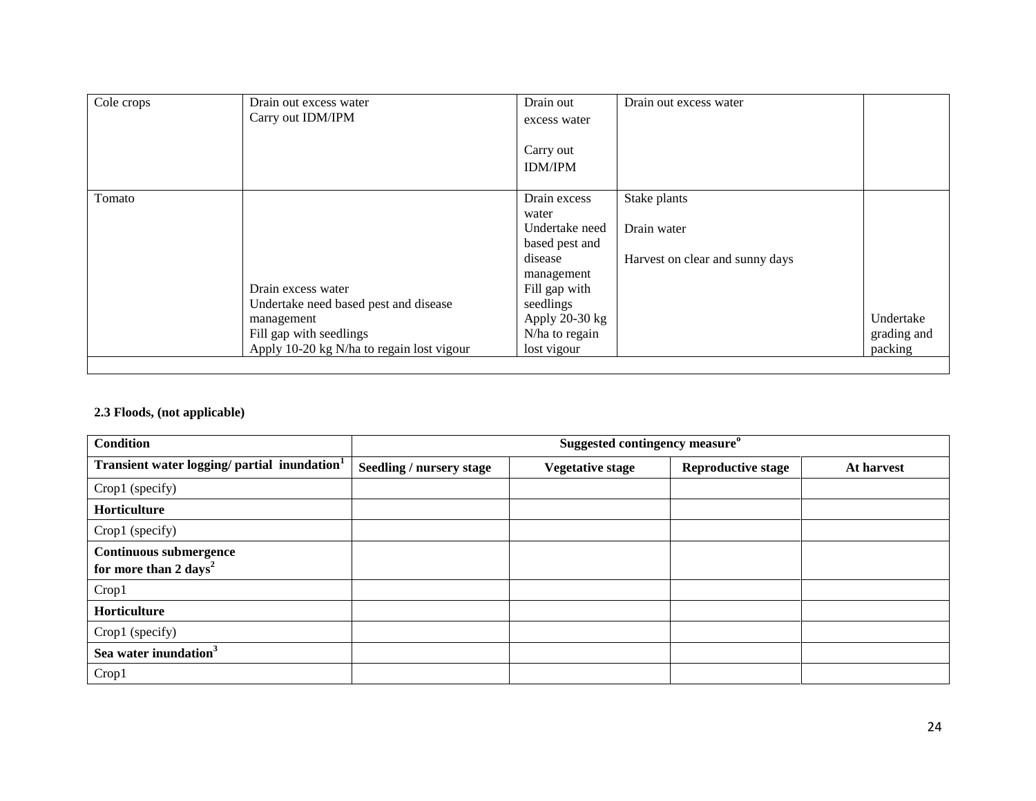| | | | | |
|---|---|---|---|---|
| Cole crops | Drain out excess water<br>Carry out IDM/IPM | Drain out excess water<br><br>Carry out IDM/IPM | Drain out excess water | |
| Tomato | Drain excess water<br>Undertake need based pest and disease management<br>Fill gap with seedlings<br>Apply 10-20 kg N/ha to regain lost vigour | Drain excess water<br>Undertake need based pest and disease management<br>Fill gap with seedlings<br>Apply 20-30 kg N/ha to regain lost vigour | Stake plants<br><br>Drain water<br><br>Harvest on clear and sunny days | Undertake grading and packing |
| | | | | |

**2.3 Floods, (not applicable)**

| Condition | Suggested contingency measure[o] | | | |
|---|---|---|---|---|
| **Transient water logging/ partial inundation[1]** | **Seedling / nursery stage** | **Vegetative stage** | **Reproductive stage** | **At harvest** |
| Crop1 (specify) | | | | |
| **Horticulture** | | | | |
| Crop1 (specify) | | | | |
| **Continuous submergence for more than 2 days[2]** | | | | |
| Crop1 | | | | |
| **Horticulture** | | | | |
| Crop1 (specify) | | | | |
| **Sea water inundation[3]** | | | | |
| Crop1 | | | | |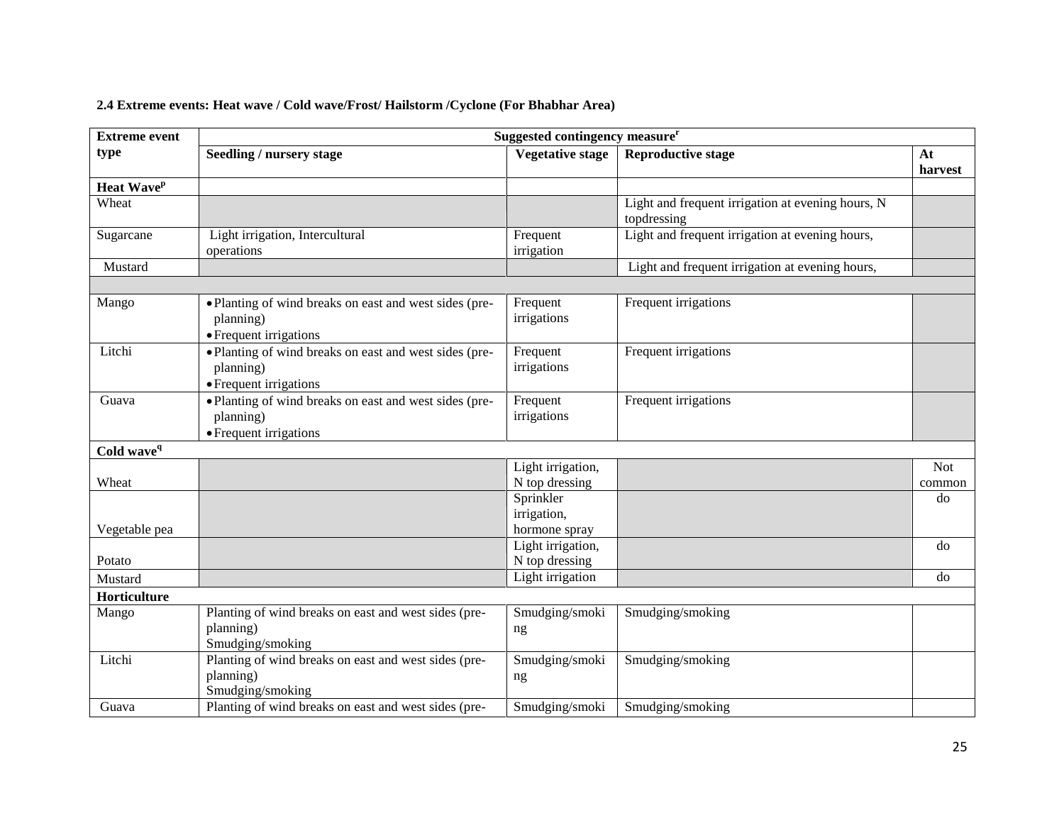**2.4 Extreme events: Heat wave / Cold wave/Frost/ Hailstorm /Cyclone (For Bhabhar Area)**

| Extreme event type | Suggested contingency measure[r] | | | |
|---|---|---|---|---|
| | **Seedling / nursery stage** | **Vegetative stage** | **Reproductive stage** | **At harvest** |
| **Heat Wave[p]** | | | | |
| Wheat | | | Light and frequent irrigation at evening hours, N topdressing | |
| Sugarcane | Light irrigation, Intercultural operations | Frequent irrigation | Light and frequent irrigation at evening hours, | |
| Mustard | | | Light and frequent irrigation at evening hours, | |
| | | | | |
| Mango | • Planting of wind breaks on east and west sides (pre-planning) • Frequent irrigations | Frequent irrigations | Frequent irrigations | |
| Litchi | • Planting of wind breaks on east and west sides (pre-planning) • Frequent irrigations | Frequent irrigations | Frequent irrigations | |
| Guava | • Planting of wind breaks on east and west sides (pre-planning) • Frequent irrigations | Frequent irrigations | Frequent irrigations | |
| **Cold wave[q]** | | | | |
| Wheat | | Light irrigation, N top dressing | | Not common |
| Vegetable pea | | Sprinkler irrigation, hormone spray | | do |
| Potato | | Light irrigation, N top dressing | | do |
| Mustard | | Light irrigation | | do |
| **Horticulture** | | | | |
| Mango | Planting of wind breaks on east and west sides (pre-planning) Smudging/smoking | Smudging/smoking | Smudging/smoking | |
| Litchi | Planting of wind breaks on east and west sides (pre-planning) Smudging/smoking | Smudging/smoking | Smudging/smoking | |
| Guava | Planting of wind breaks on east and west sides (pre- | Smudging/smoki | Smudging/smoking | |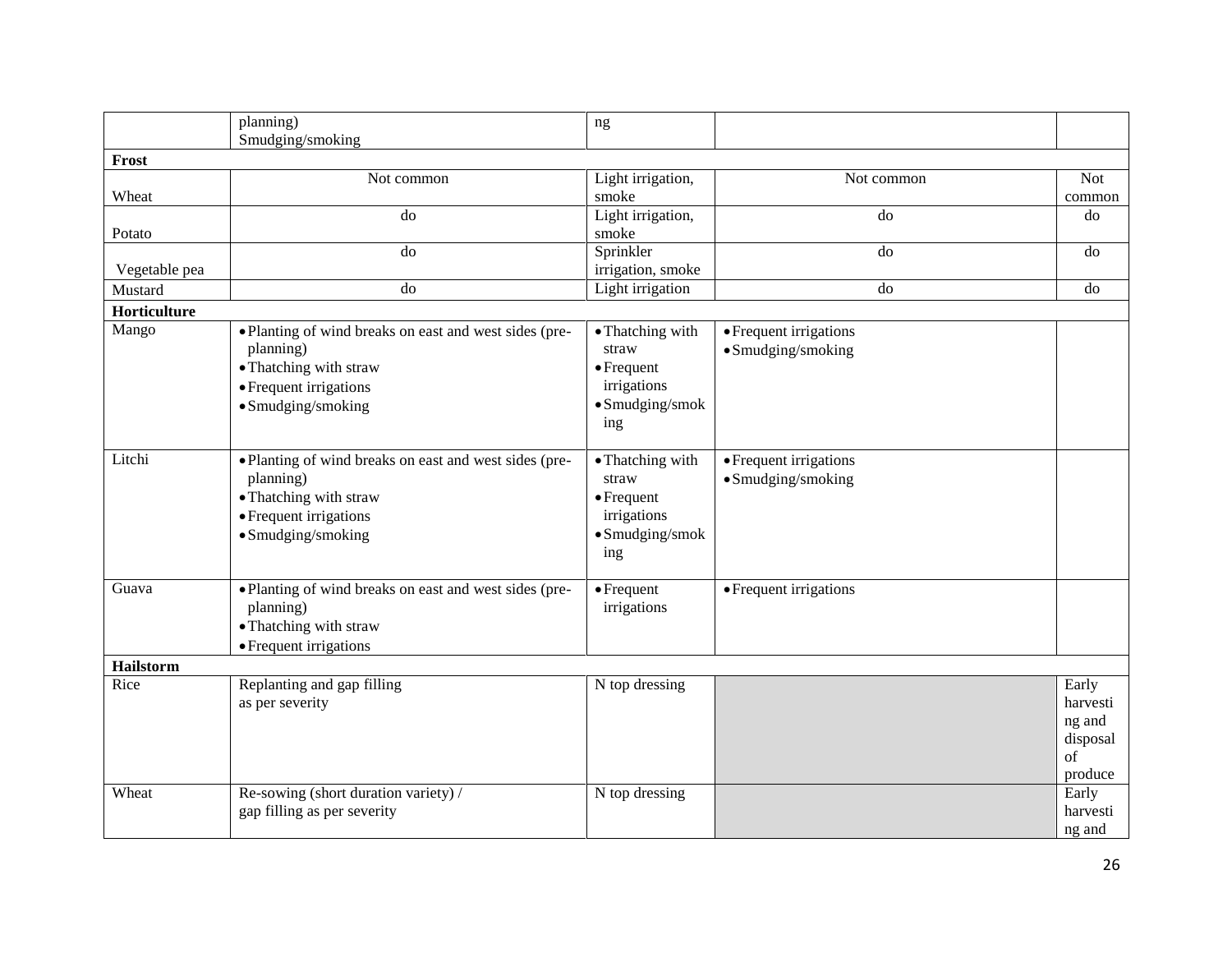| | | | | |
|---|---|---|---|---|
| | planning) Smudging/smoking | ng | | |
| **Frost** | | | | |
| Wheat | Not common | Light irrigation, smoke | Not common | Not common |
| Potato | do | Light irrigation, smoke | do | do |
| Vegetable pea | do | Sprinkler irrigation, smoke | do | do |
| Mustard | do | Light irrigation | do | do |
| **Horticulture** | | | | |
| Mango | • Planting of wind breaks on east and west sides (pre-planning)<br>• Thatching with straw<br>• Frequent irrigations<br>• Smudging/smoking | • Thatching with straw<br>• Frequent irrigations<br>• Smudging/smoking | • Frequent irrigations<br>• Smudging/smoking | |
| Litchi | • Planting of wind breaks on east and west sides (pre-planning)<br>• Thatching with straw<br>• Frequent irrigations<br>• Smudging/smoking | • Thatching with straw<br>• Frequent irrigations<br>• Smudging/smoking | • Frequent irrigations<br>• Smudging/smoking | |
| Guava | • Planting of wind breaks on east and west sides (pre-planning)<br>• Thatching with straw<br>• Frequent irrigations | • Frequent irrigations | • Frequent irrigations | |
| **Hailstorm** | | | | |
| Rice | Replanting and gap filling as per severity | N top dressing | | Early harvesting and disposal of produce |
| Wheat | Re-sowing (short duration variety) / gap filling as per severity | N top dressing | | Early harvesting and |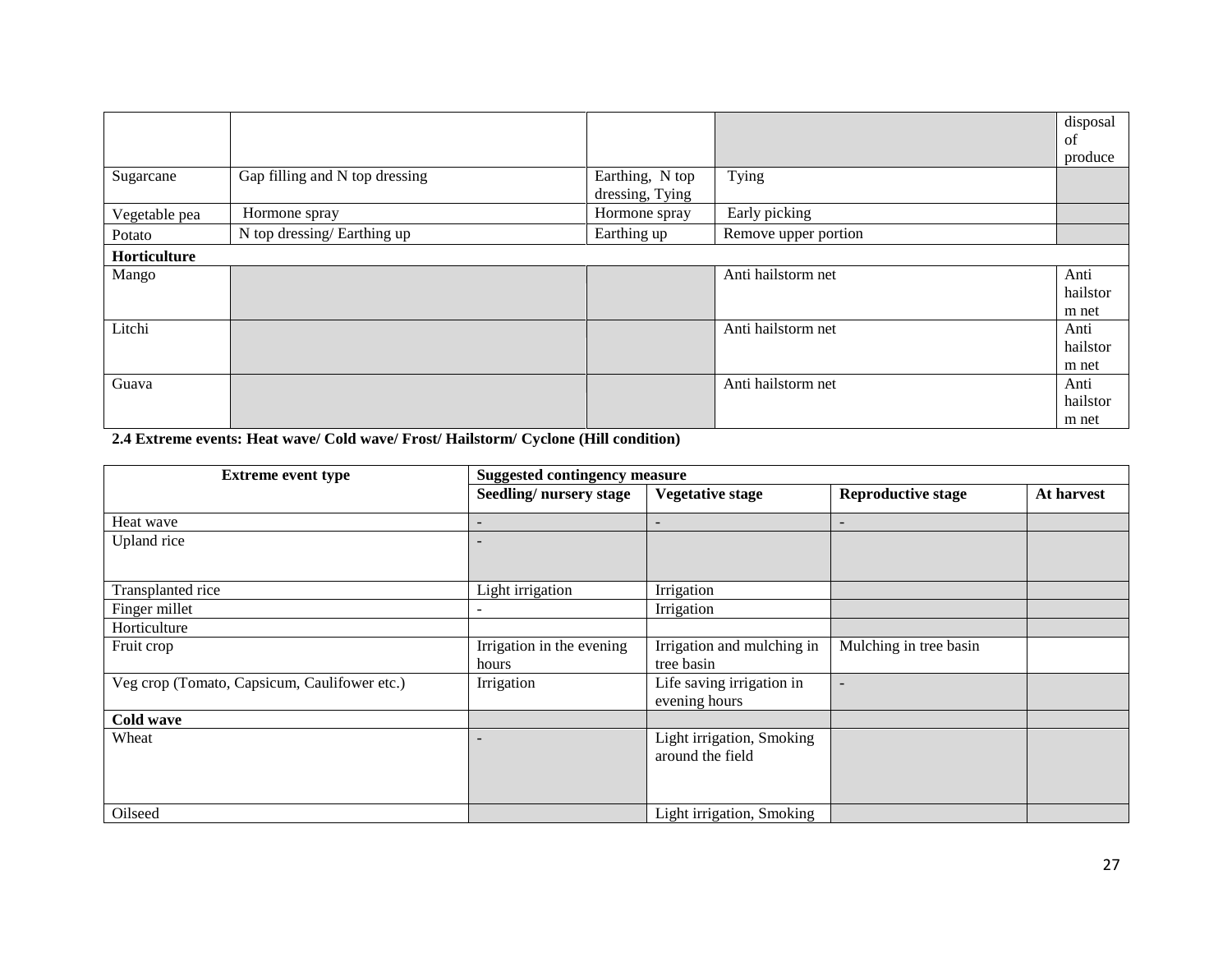| | | | | disposal of produce |
|---|---|---|---|---|
| Sugarcane | Gap filling and N top dressing | Earthing, N top dressing, Tying | Tying | |
| Vegetable pea | Hormone spray | Hormone spray | Early picking | |
| Potato | N top dressing/ Earthing up | Earthing up | Remove upper portion | |
| **Horticulture** | | | | |
| Mango | | | Anti hailstorm net | Anti hailstorm net |
| Litchi | | | Anti hailstorm net | Anti hailstorm net |
| Guava | | | Anti hailstorm net | Anti hailstorm net |

**2.4 Extreme events: Heat wave/ Cold wave/ Frost/ Hailstorm/ Cyclone (Hill condition)**

| Extreme event type | Suggested contingency measure | | | |
|---|---|---|---|---|
| | **Seedling/ nursery stage** | **Vegetative stage** | **Reproductive stage** | **At harvest** |
| Heat wave | - | - | - | |
| Upland rice | - | | | |
| Transplanted rice | Light irrigation | Irrigation | | |
| Finger millet | - | Irrigation | | |
| Horticulture | | | | |
| Fruit crop | Irrigation in the evening hours | Irrigation and mulching in tree basin | Mulching in tree basin | |
| Veg crop (Tomato, Capsicum, Caulifower etc.) | Irrigation | Life saving irrigation in evening hours | - | |
| **Cold wave** | | | | |
| Wheat | - | Light irrigation, Smoking around the field | | |
| Oilseed | | Light irrigation, Smoking | | |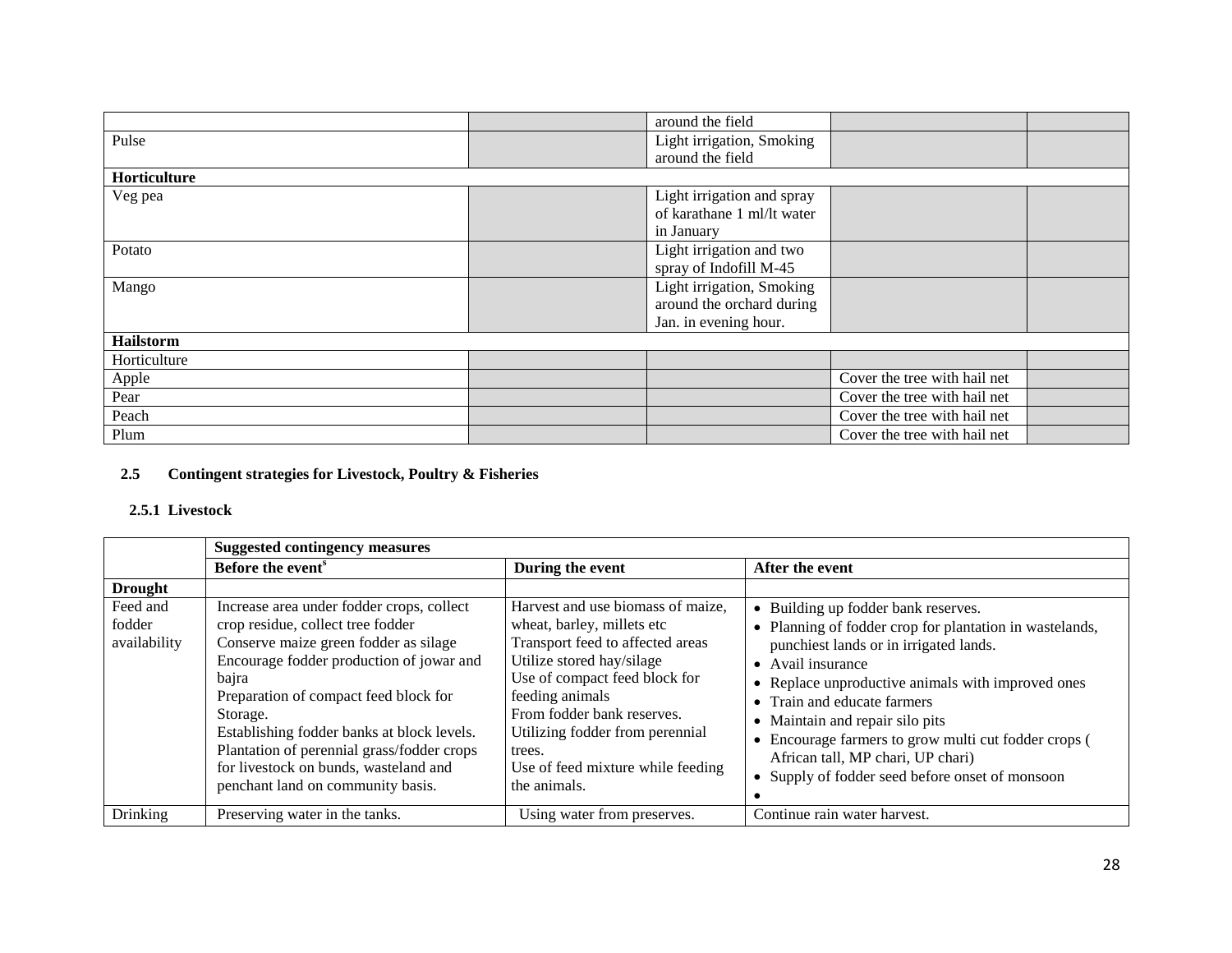| | | | | |
|---|---|---|---|---|
| | | around the field | | |
| Pulse | | Light irrigation, Smoking around the field | | |
| **Horticulture** | | | | |
| Veg pea | | Light irrigation and spray of karathane 1 ml/lt water in January | | |
| Potato | | Light irrigation and two spray of Indofill M-45 | | |
| Mango | | Light irrigation, Smoking around the orchard during Jan. in evening hour. | | |
| **Hailstorm** | | | | |
| Horticulture | | | | |
| Apple | | | Cover the tree with hail net | |
| Pear | | | Cover the tree with hail net | |
| Peach | | | Cover the tree with hail net | |
| Plum | | | Cover the tree with hail net | |

## 2.5 Contingent strategies for Livestock, Poultry & Fisheries

### 2.5.1 Livestock

| | Suggested contingency measures | | |
|---|---|---|---|
| | **Before the event[s]** | **During the event** | **After the event** |
| **Drought** | | | |
| Feed and fodder availability | Increase area under fodder crops, collect crop residue, collect tree fodder<br>Conserve maize green fodder as silage<br>Encourage fodder production of jowar and bajra<br>Preparation of compact feed block for Storage.<br>Establishing fodder banks at block levels.<br>Plantation of perennial grass/fodder crops for livestock on bunds, wasteland and penchant land on community basis. | Harvest and use biomass of maize, wheat, barley, millets etc<br>Transport feed to affected areas<br>Utilize stored hay/silage<br>Use of compact feed block for feeding animals<br>From fodder bank reserves.<br>Utilizing fodder from perennial trees.<br>Use of feed mixture while feeding the animals. | • Building up fodder bank reserves.<br>• Planning of fodder crop for plantation in wastelands, punchiest lands or in irrigated lands.<br>• Avail insurance<br>• Replace unproductive animals with improved ones<br>• Train and educate farmers<br>• Maintain and repair silo pits<br>• Encourage farmers to grow multi cut fodder crops ( African tall, MP chari, UP chari)<br>• Supply of fodder seed before onset of monsoon<br>• |
| Drinking | Preserving water in the tanks. | Using water from preserves. | Continue rain water harvest. |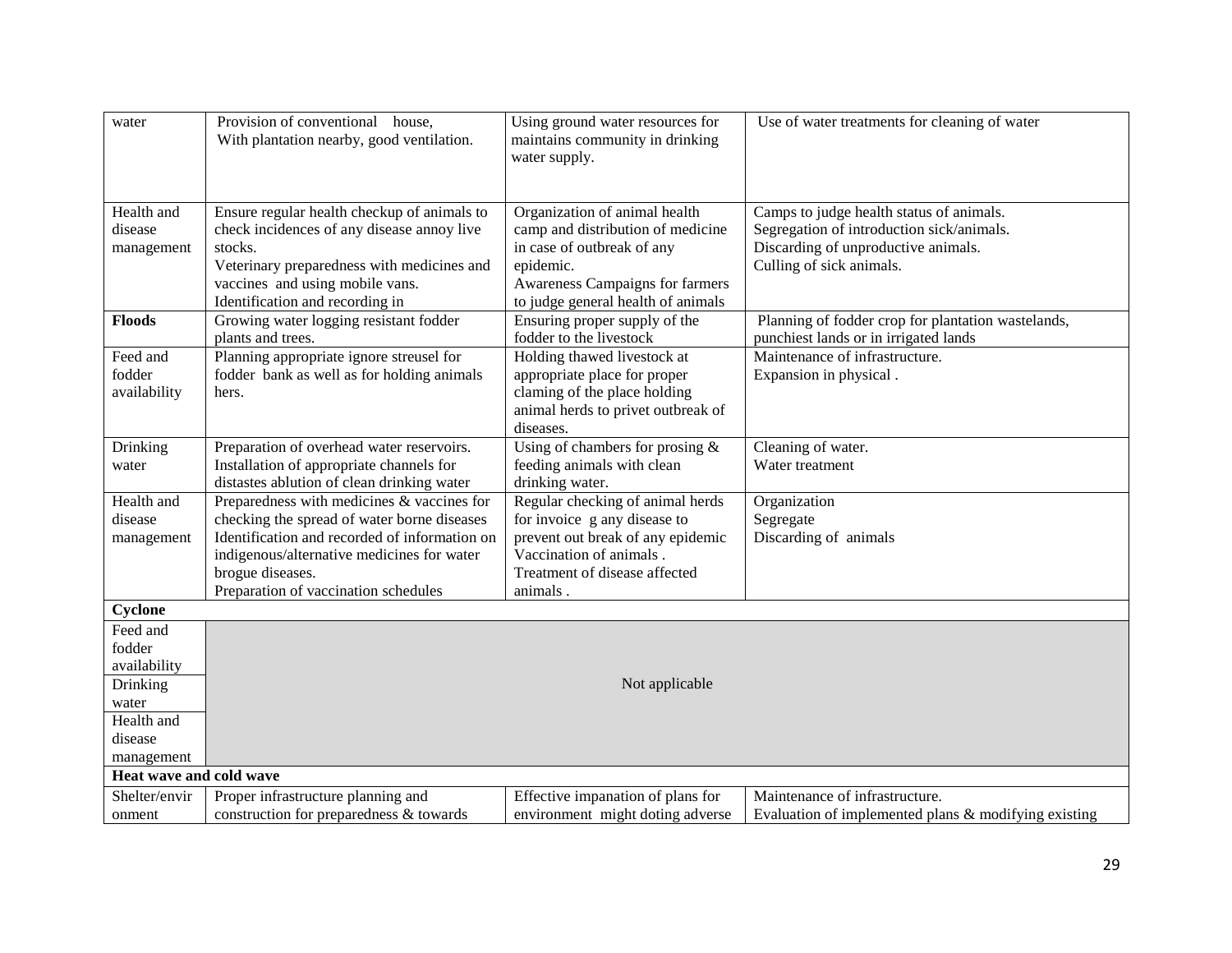| water | Provision of conventional house, With plantation nearby, good ventilation. | Using ground water resources for maintains community in drinking water supply. | Use of water treatments for cleaning of water |
|---|---|---|---|
| Health and disease management | Ensure regular health checkup of animals to check incidences of any disease annoy live stocks.<br>Veterinary preparedness with medicines and vaccines and using mobile vans.<br>Identification and recording in | Organization of animal health camp and distribution of medicine in case of outbreak of any epidemic.<br>Awareness Campaigns for farmers to judge general health of animals | Camps to judge health status of animals.<br>Segregation of introduction sick/animals.<br>Discarding of unproductive animals.<br>Culling of sick animals. |
| **Floods** | Growing water logging resistant fodder plants and trees. | Ensuring proper supply of the fodder to the livestock | Planning of fodder crop for plantation wastelands, punchiest lands or in irrigated lands |
| Feed and fodder availability | Planning appropriate ignore streusel for fodder bank as well as for holding animals hers. | Holding thawed livestock at appropriate place for proper claming of the place holding animal herds to privet outbreak of diseases. | Maintenance of infrastructure.<br>Expansion in physical . |
| Drinking water | Preparation of overhead water reservoirs.<br>Installation of appropriate channels for distastes ablution of clean drinking water | Using of chambers for prosing & feeding animals with clean drinking water. | Cleaning of water.<br>Water treatment |
| Health and disease management | Preparedness with medicines & vaccines for checking the spread of water borne diseases<br>Identification and recorded of information on indigenous/alternative medicines for water brogue diseases.<br>Preparation of vaccination schedules | Regular checking of animal herds for invoice g any disease to prevent out break of any epidemic<br>Vaccination of animals .<br>Treatment of disease affected animals . | Organization<br>Segregate<br>Discarding of animals |
| **Cyclone** | | | |
| Feed and fodder availability | Not applicable | | |
| Drinking water | | | |
| Health and disease management | | | |
| **Heat wave and cold wave** | | | |
| Shelter/environment | Proper infrastructure planning and construction for preparedness & towards | Effective impanation of plans for environment might doting adverse | Maintenance of infrastructure.<br>Evaluation of implemented plans & modifying existing |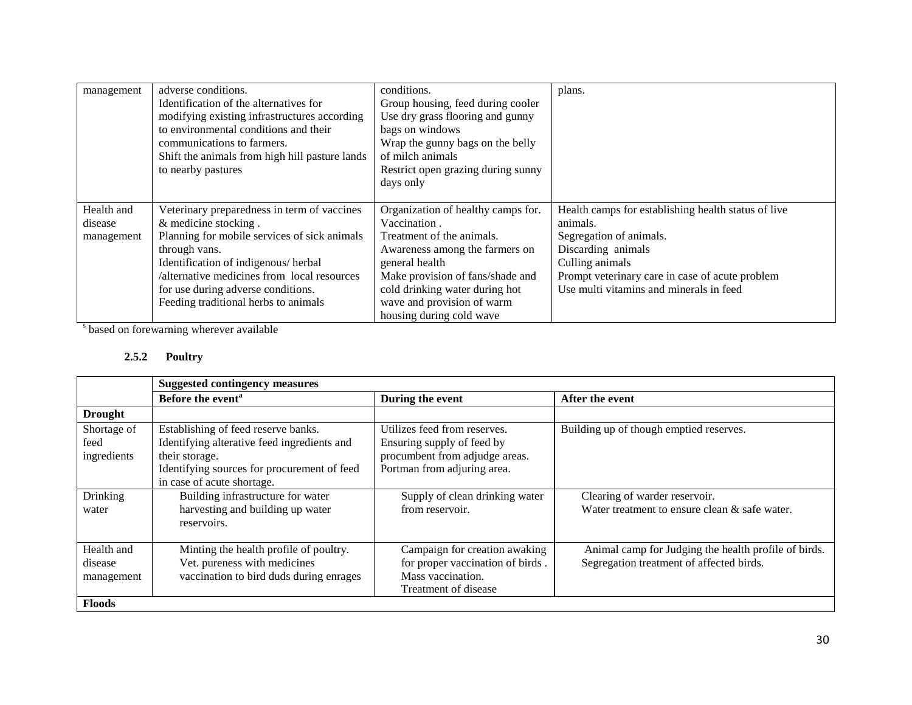| management | adverse conditions.<br>Identification of the alternatives for modifying existing infrastructures according to environmental conditions and their communications to farmers.<br>Shift the animals from high hill pasture lands to nearby pastures | conditions.<br>Group housing, feed during cooler<br>Use dry grass flooring and gunny bags on windows<br>Wrap the gunny bags on the belly of milch animals<br>Restrict open grazing during sunny days only | plans. |
|---|---|---|---|
| Health and disease management | Veterinary preparedness in term of vaccines & medicine stocking .<br>Planning for mobile services of sick animals through vans.<br>Identification of indigenous/ herbal /alternative medicines from local resources for use during adverse conditions.<br>Feeding traditional herbs to animals | Organization of healthy camps for. Vaccination .<br>Treatment of the animals.<br>Awareness among the farmers on general health<br>Make provision of fans/shade and cold drinking water during hot wave and provision of warm housing during cold wave | Health camps for establishing health status of live animals.<br>Segregation of animals.<br>Discarding animals<br>Culling animals<br>Prompt veterinary care in case of acute problem<br>Use multi vitamins and minerals in feed |

[s] based on forewarning wherever available

### 2.5.2 Poultry

| | **Suggested contingency measures** | | |
|---|---|---|---|
| | **Before the event[a]** | **During the event** | **After the event** |
| **Drought** | | | |
| Shortage of feed ingredients | Establishing of feed reserve banks.<br>Identifying alterative feed ingredients and their storage.<br>Identifying sources for procurement of feed in case of acute shortage. | Utilizes feed from reserves.<br>Ensuring supply of feed by procumbent from adjudge areas.<br>Portman from adjuring area. | Building up of though emptied reserves. |
| Drinking water | Building infrastructure for water harvesting and building up water reservoirs. | Supply of clean drinking water from reservoir. | Clearing of warder reservoir.<br>Water treatment to ensure clean & safe water. |
| Health and disease management | Minting the health profile of poultry.<br>Vet. pureness with medicines vaccination to bird duds during enrages | Campaign for creation awaking for proper vaccination of birds .<br>Mass vaccination.<br>Treatment of disease | Animal camp for Judging the health profile of birds.<br>Segregation treatment of affected birds. |
| **Floods** | | | |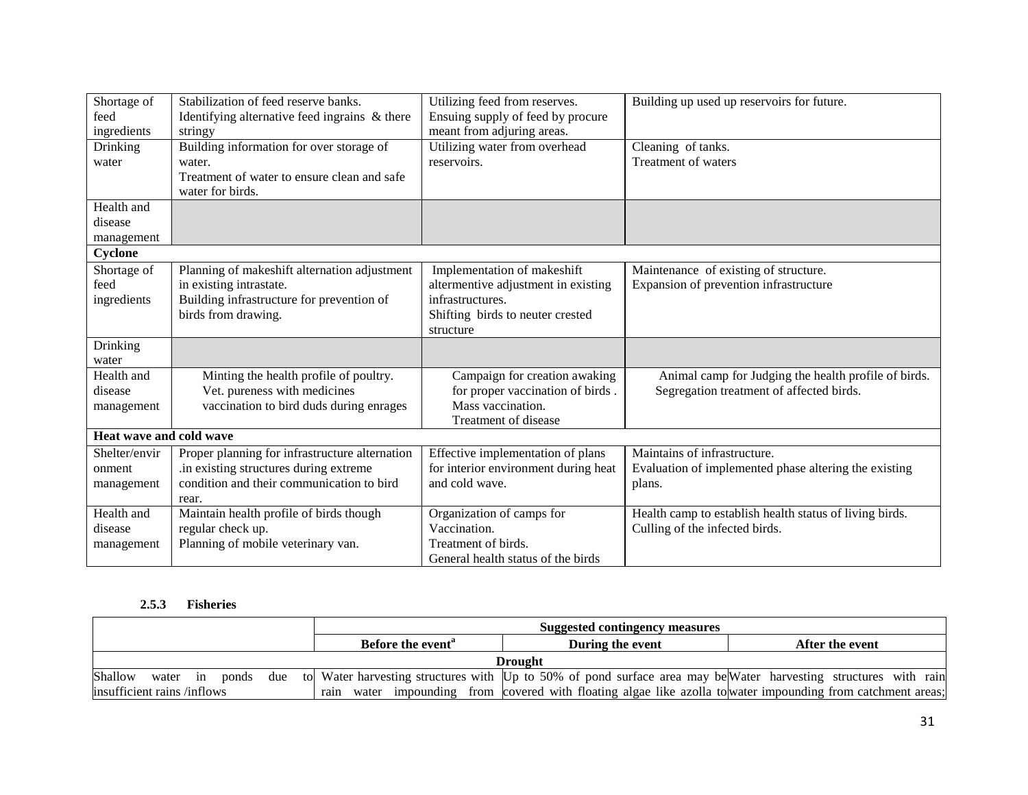| | | | |
|---|---|---|---|
| Shortage of feed ingredients | Stabilization of feed reserve banks.<br>Identifying alternative feed ingrains & there stringy | Utilizing feed from reserves.<br>Ensuing supply of feed by procure meant from adjuring areas. | Building up used up reservoirs for future. |
| Drinking water | Building information for over storage of water.<br>Treatment of water to ensure clean and safe water for birds. | Utilizing water from overhead reservoirs. | Cleaning of tanks.<br>Treatment of waters |
| Health and disease management | | | |
| **Cyclone** | | | |
| Shortage of feed ingredients | Planning of makeshift alternation adjustment in existing intrastate.<br>Building infrastructure for prevention of birds from drawing. | Implementation of makeshift altermentive adjustment in existing infrastructures.<br>Shifting birds to neuter crested structure | Maintenance of existing of structure.<br>Expansion of prevention infrastructure |
| Drinking water | | | |
| Health and disease management | Minting the health profile of poultry.<br>Vet. pureness with medicines<br>vaccination to bird duds during enrages | Campaign for creation awaking for proper vaccination of birds .<br>Mass vaccination.<br>Treatment of disease | Animal camp for Judging the health profile of birds.<br>Segregation treatment of affected birds. |
| **Heat wave and cold wave** | | | |
| Shelter/environment management | Proper planning for infrastructure alternation .in existing structures during extreme condition and their communication to bird rear. | Effective implementation of plans for interior environment during heat and cold wave. | Maintains of infrastructure.<br>Evaluation of implemented phase altering the existing plans. |
| Health and disease management | Maintain health profile of birds though regular check up.<br>Planning of mobile veterinary van. | Organization of camps for Vaccination.<br>Treatment of birds.<br>General health status of the birds | Health camp to establish health status of living birds.<br>Culling of the infected birds. |

### 2.5.3 Fisheries

| | Suggested contingency measures | | |
|---|---|---|---|
| | **Before the event**[a] | **During the event** | **After the event** |
| **Drought** | | | |
| Shallow water in ponds due to insufficient rains /inflows | Water harvesting structures with rain water impounding from | Up to 50% of pond surface area may be covered with floating algae like azolla to | Water harvesting structures with rain water impounding from catchment areas; |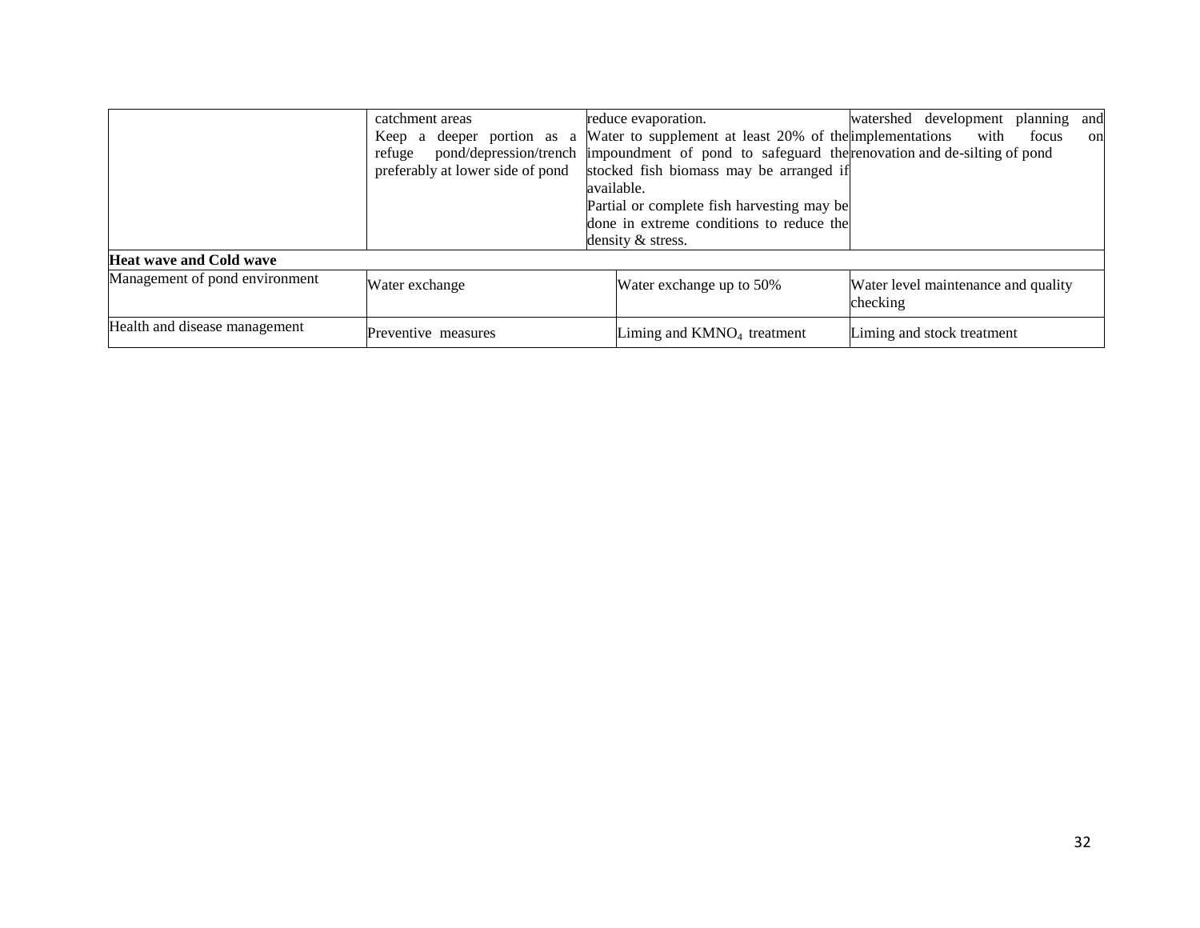| | | | |
|---|---|---|---|
| | catchment areas<br>Keep a deeper portion as a refuge pond/depression/trench preferably at lower side of pond | reduce evaporation.<br>Water to supplement at least 20% of the impoundment of pond to safeguard the stocked fish biomass may be arranged if available.<br>Partial or complete fish harvesting may be done in extreme conditions to reduce the density & stress. | watershed development planning and implementations with focus on renovation and de-silting of pond |
| **Heat wave and Cold wave** | | | |
| Management of pond environment | Water exchange | Water exchange up to 50% | Water level maintenance and quality checking |
| Health and disease management | Preventive measures | Liming and $KMNO_4$ treatment | Liming and stock treatment |